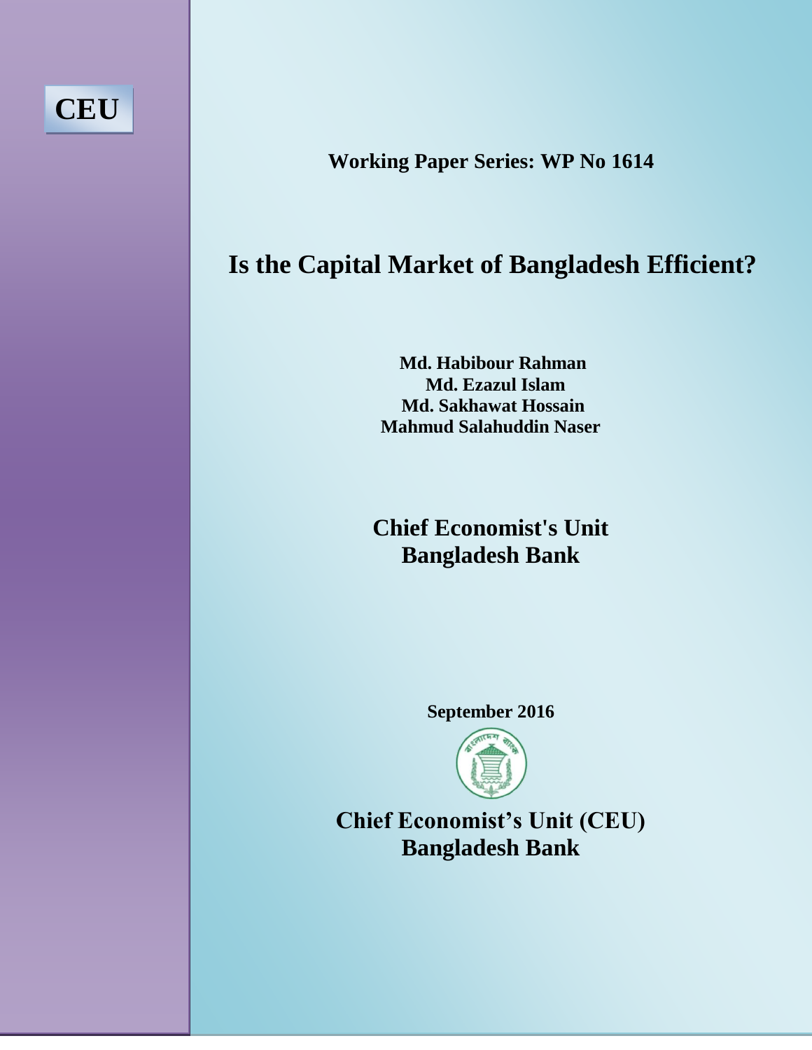**CEU**

**Working Paper Series: WP No 1614**

# Is the Capital Market of Bangladesh Efficient?

**Md. Habibour Rahman**
**Md. Ezazul Islam**
**Md. Sakhawat Hossain**
**Mahmud Salahuddin Naser**

**Chief Economist's Unit**
**Bangladesh Bank**

**September 2016**

**Chief Economist's Unit (CEU)**
**Bangladesh Bank**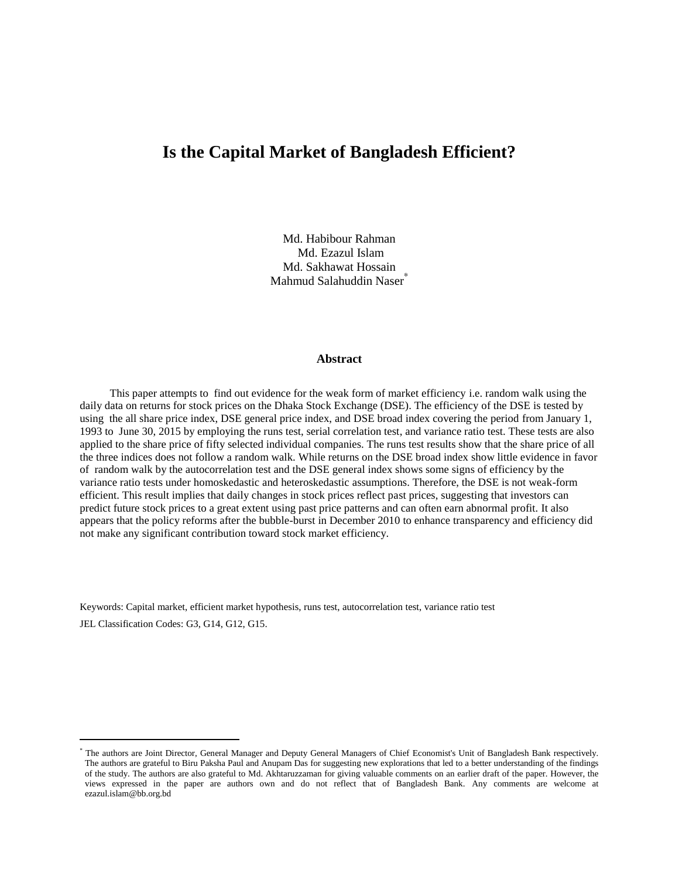# Is the Capital Market of Bangladesh Efficient?

Md. Habibour Rahman
Md. Ezazul Islam
Md. Sakhawat Hossain
Mahmud Salahuddin Naser*

### Abstract

This paper attempts to find out evidence for the weak form of market efficiency i.e. random walk using the daily data on returns for stock prices on the Dhaka Stock Exchange (DSE). The efficiency of the DSE is tested by using the all share price index, DSE general price index, and DSE broad index covering the period from January 1, 1993 to June 30, 2015 by employing the runs test, serial correlation test, and variance ratio test. These tests are also applied to the share price of fifty selected individual companies. The runs test results show that the share price of all the three indices does not follow a random walk. While returns on the DSE broad index show little evidence in favor of random walk by the autocorrelation test and the DSE general index shows some signs of efficiency by the variance ratio tests under homoskedastic and heteroskedastic assumptions. Therefore, the DSE is not weak-form efficient. This result implies that daily changes in stock prices reflect past prices, suggesting that investors can predict future stock prices to a great extent using past price patterns and can often earn abnormal profit. It also appears that the policy reforms after the bubble-burst in December 2010 to enhance transparency and efficiency did not make any significant contribution toward stock market efficiency.

Keywords: Capital market, efficient market hypothesis, runs test, autocorrelation test, variance ratio test

JEL Classification Codes: G3, G14, G12, G15.

---

* The authors are Joint Director, General Manager and Deputy General Managers of Chief Economist's Unit of Bangladesh Bank respectively. The authors are grateful to Biru Paksha Paul and Anupam Das for suggesting new explorations that led to a better understanding of the findings of the study. The authors are also grateful to Md. Akhtaruzzaman for giving valuable comments on an earlier draft of the paper. However, the views expressed in the paper are authors own and do not reflect that of Bangladesh Bank. Any comments are welcome at ezazul.islam@bb.org.bd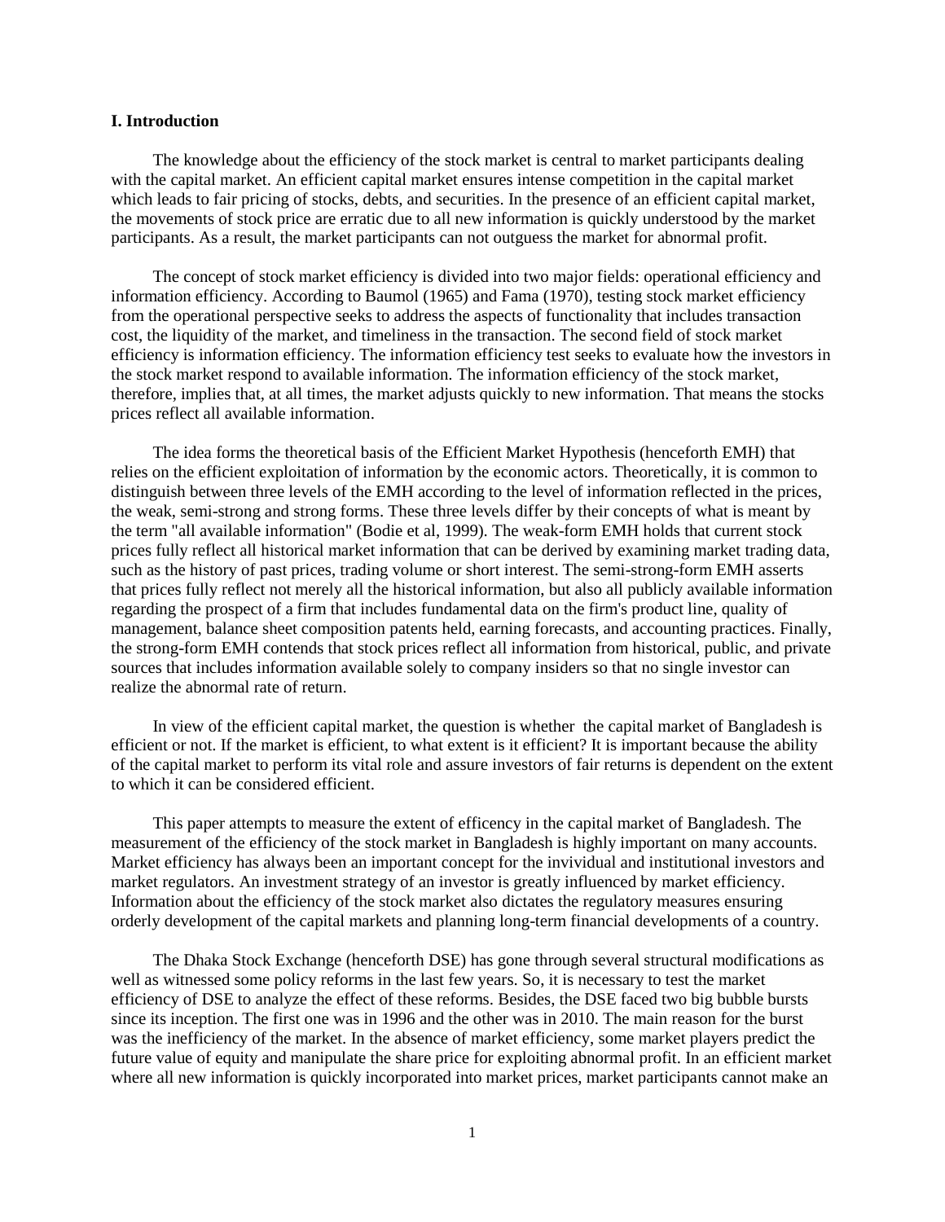## I. Introduction

The knowledge about the efficiency of the stock market is central to market participants dealing with the capital market. An efficient capital market ensures intense competition in the capital market which leads to fair pricing of stocks, debts, and securities. In the presence of an efficient capital market, the movements of stock price are erratic due to all new information is quickly understood by the market participants. As a result, the market participants can not outguess the market for abnormal profit.

The concept of stock market efficiency is divided into two major fields: operational efficiency and information efficiency. According to Baumol (1965) and Fama (1970), testing stock market efficiency from the operational perspective seeks to address the aspects of functionality that includes transaction cost, the liquidity of the market, and timeliness in the transaction. The second field of stock market efficiency is information efficiency. The information efficiency test seeks to evaluate how the investors in the stock market respond to available information. The information efficiency of the stock market, therefore, implies that, at all times, the market adjusts quickly to new information. That means the stocks prices reflect all available information.

The idea forms the theoretical basis of the Efficient Market Hypothesis (henceforth EMH) that relies on the efficient exploitation of information by the economic actors. Theoretically, it is common to distinguish between three levels of the EMH according to the level of information reflected in the prices, the weak, semi-strong and strong forms. These three levels differ by their concepts of what is meant by the term "all available information" (Bodie et al, 1999). The weak-form EMH holds that current stock prices fully reflect all historical market information that can be derived by examining market trading data, such as the history of past prices, trading volume or short interest. The semi-strong-form EMH asserts that prices fully reflect not merely all the historical information, but also all publicly available information regarding the prospect of a firm that includes fundamental data on the firm's product line, quality of management, balance sheet composition patents held, earning forecasts, and accounting practices. Finally, the strong-form EMH contends that stock prices reflect all information from historical, public, and private sources that includes information available solely to company insiders so that no single investor can realize the abnormal rate of return.

In view of the efficient capital market, the question is whether the capital market of Bangladesh is efficient or not. If the market is efficient, to what extent is it efficient? It is important because the ability of the capital market to perform its vital role and assure investors of fair returns is dependent on the extent to which it can be considered efficient.

This paper attempts to measure the extent of efficency in the capital market of Bangladesh. The measurement of the efficiency of the stock market in Bangladesh is highly important on many accounts. Market efficiency has always been an important concept for the invividual and institutional investors and market regulators. An investment strategy of an investor is greatly influenced by market efficiency. Information about the efficiency of the stock market also dictates the regulatory measures ensuring orderly development of the capital markets and planning long-term financial developments of a country.

The Dhaka Stock Exchange (henceforth DSE) has gone through several structural modifications as well as witnessed some policy reforms in the last few years. So, it is necessary to test the market efficiency of DSE to analyze the effect of these reforms. Besides, the DSE faced two big bubble bursts since its inception. The first one was in 1996 and the other was in 2010. The main reason for the burst was the inefficiency of the market. In the absence of market efficiency, some market players predict the future value of equity and manipulate the share price for exploiting abnormal profit. In an efficient market where all new information is quickly incorporated into market prices, market participants cannot make an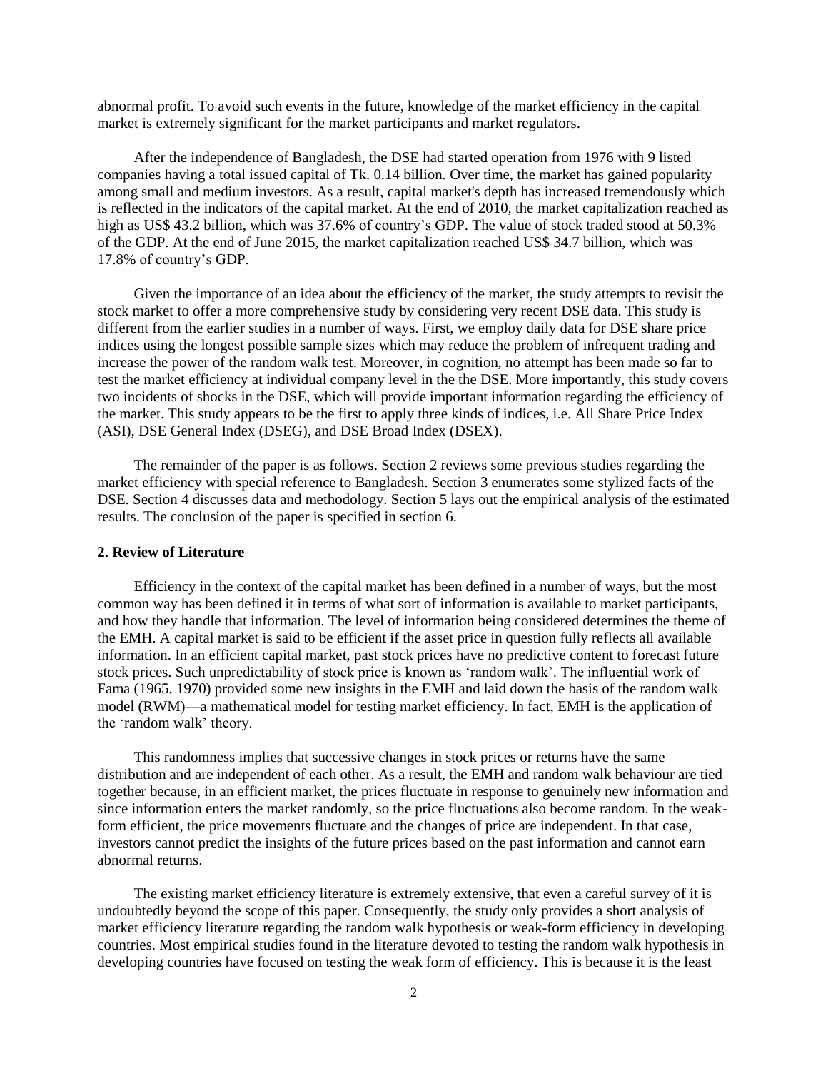abnormal profit. To avoid such events in the future, knowledge of the market efficiency in the capital market is extremely significant for the market participants and market regulators.

After the independence of Bangladesh, the DSE had started operation from 1976 with 9 listed companies having a total issued capital of Tk. 0.14 billion. Over time, the market has gained popularity among small and medium investors. As a result, capital market's depth has increased tremendously which is reflected in the indicators of the capital market. At the end of 2010, the market capitalization reached as high as US$ 43.2 billion, which was 37.6% of country's GDP. The value of stock traded stood at 50.3% of the GDP. At the end of June 2015, the market capitalization reached US$ 34.7 billion, which was 17.8% of country's GDP.

Given the importance of an idea about the efficiency of the market, the study attempts to revisit the stock market to offer a more comprehensive study by considering very recent DSE data. This study is different from the earlier studies in a number of ways. First, we employ daily data for DSE share price indices using the longest possible sample sizes which may reduce the problem of infrequent trading and increase the power of the random walk test. Moreover, in cognition, no attempt has been made so far to test the market efficiency at individual company level in the the DSE. More importantly, this study covers two incidents of shocks in the DSE, which will provide important information regarding the efficiency of the market. This study appears to be the first to apply three kinds of indices, i.e. All Share Price Index (ASI), DSE General Index (DSEG), and DSE Broad Index (DSEX).

The remainder of the paper is as follows. Section 2 reviews some previous studies regarding the market efficiency with special reference to Bangladesh. Section 3 enumerates some stylized facts of the DSE. Section 4 discusses data and methodology. Section 5 lays out the empirical analysis of the estimated results. The conclusion of the paper is specified in section 6.

## 2. Review of Literature

Efficiency in the context of the capital market has been defined in a number of ways, but the most common way has been defined it in terms of what sort of information is available to market participants, and how they handle that information. The level of information being considered determines the theme of the EMH. A capital market is said to be efficient if the asset price in question fully reflects all available information. In an efficient capital market, past stock prices have no predictive content to forecast future stock prices. Such unpredictability of stock price is known as 'random walk'. The influential work of Fama (1965, 1970) provided some new insights in the EMH and laid down the basis of the random walk model (RWM)—a mathematical model for testing market efficiency. In fact, EMH is the application of the 'random walk' theory.

This randomness implies that successive changes in stock prices or returns have the same distribution and are independent of each other. As a result, the EMH and random walk behaviour are tied together because, in an efficient market, the prices fluctuate in response to genuinely new information and since information enters the market randomly, so the price fluctuations also become random. In the weak-form efficient, the price movements fluctuate and the changes of price are independent. In that case, investors cannot predict the insights of the future prices based on the past information and cannot earn abnormal returns.

The existing market efficiency literature is extremely extensive, that even a careful survey of it is undoubtedly beyond the scope of this paper. Consequently, the study only provides a short analysis of market efficiency literature regarding the random walk hypothesis or weak-form efficiency in developing countries. Most empirical studies found in the literature devoted to testing the random walk hypothesis in developing countries have focused on testing the weak form of efficiency. This is because it is the least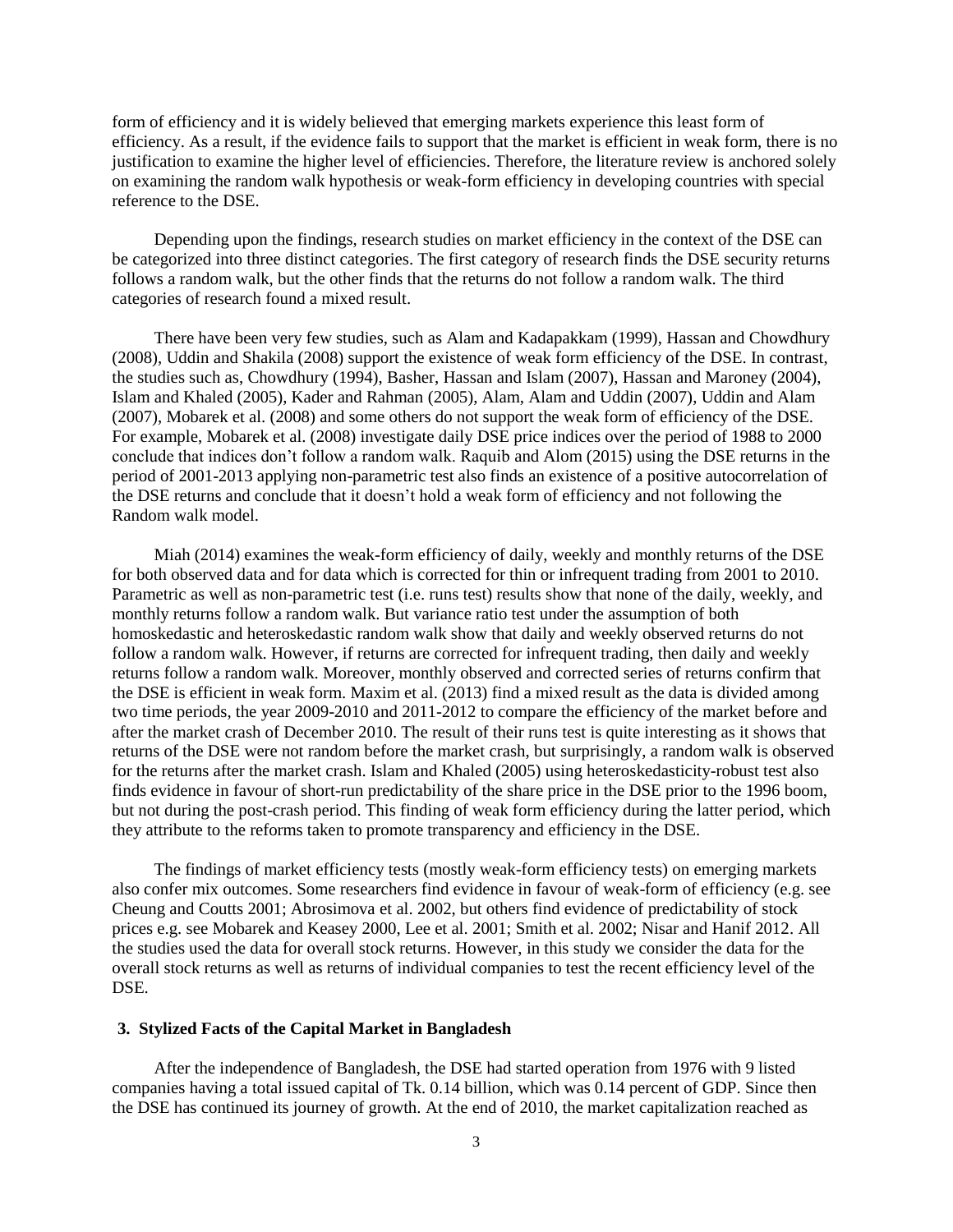form of efficiency and it is widely believed that emerging markets experience this least form of efficiency. As a result, if the evidence fails to support that the market is efficient in weak form, there is no justification to examine the higher level of efficiencies. Therefore, the literature review is anchored solely on examining the random walk hypothesis or weak-form efficiency in developing countries with special reference to the DSE.

Depending upon the findings, research studies on market efficiency in the context of the DSE can be categorized into three distinct categories. The first category of research finds the DSE security returns follows a random walk, but the other finds that the returns do not follow a random walk. The third categories of research found a mixed result.

There have been very few studies, such as Alam and Kadapakkam (1999), Hassan and Chowdhury (2008), Uddin and Shakila (2008) support the existence of weak form efficiency of the DSE. In contrast, the studies such as, Chowdhury (1994), Basher, Hassan and Islam (2007), Hassan and Maroney (2004), Islam and Khaled (2005), Kader and Rahman (2005), Alam, Alam and Uddin (2007), Uddin and Alam (2007), Mobarek et al. (2008) and some others do not support the weak form of efficiency of the DSE. For example, Mobarek et al. (2008) investigate daily DSE price indices over the period of 1988 to 2000 conclude that indices don't follow a random walk. Raquib and Alom (2015) using the DSE returns in the period of 2001-2013 applying non-parametric test also finds an existence of a positive autocorrelation of the DSE returns and conclude that it doesn't hold a weak form of efficiency and not following the Random walk model.

Miah (2014) examines the weak-form efficiency of daily, weekly and monthly returns of the DSE for both observed data and for data which is corrected for thin or infrequent trading from 2001 to 2010. Parametric as well as non-parametric test (i.e. runs test) results show that none of the daily, weekly, and monthly returns follow a random walk. But variance ratio test under the assumption of both homoskedastic and heteroskedastic random walk show that daily and weekly observed returns do not follow a random walk. However, if returns are corrected for infrequent trading, then daily and weekly returns follow a random walk. Moreover, monthly observed and corrected series of returns confirm that the DSE is efficient in weak form. Maxim et al. (2013) find a mixed result as the data is divided among two time periods, the year 2009-2010 and 2011-2012 to compare the efficiency of the market before and after the market crash of December 2010. The result of their runs test is quite interesting as it shows that returns of the DSE were not random before the market crash, but surprisingly, a random walk is observed for the returns after the market crash. Islam and Khaled (2005) using heteroskedasticity-robust test also finds evidence in favour of short-run predictability of the share price in the DSE prior to the 1996 boom, but not during the post-crash period. This finding of weak form efficiency during the latter period, which they attribute to the reforms taken to promote transparency and efficiency in the DSE.

The findings of market efficiency tests (mostly weak-form efficiency tests) on emerging markets also confer mix outcomes. Some researchers find evidence in favour of weak-form of efficiency (e.g. see Cheung and Coutts 2001; Abrosimova et al. 2002, but others find evidence of predictability of stock prices e.g. see Mobarek and Keasey 2000, Lee et al. 2001; Smith et al. 2002; Nisar and Hanif 2012. All the studies used the data for overall stock returns. However, in this study we consider the data for the overall stock returns as well as returns of individual companies to test the recent efficiency level of the DSE.

## 3. Stylized Facts of the Capital Market in Bangladesh

After the independence of Bangladesh, the DSE had started operation from 1976 with 9 listed companies having a total issued capital of Tk. 0.14 billion, which was 0.14 percent of GDP. Since then the DSE has continued its journey of growth. At the end of 2010, the market capitalization reached as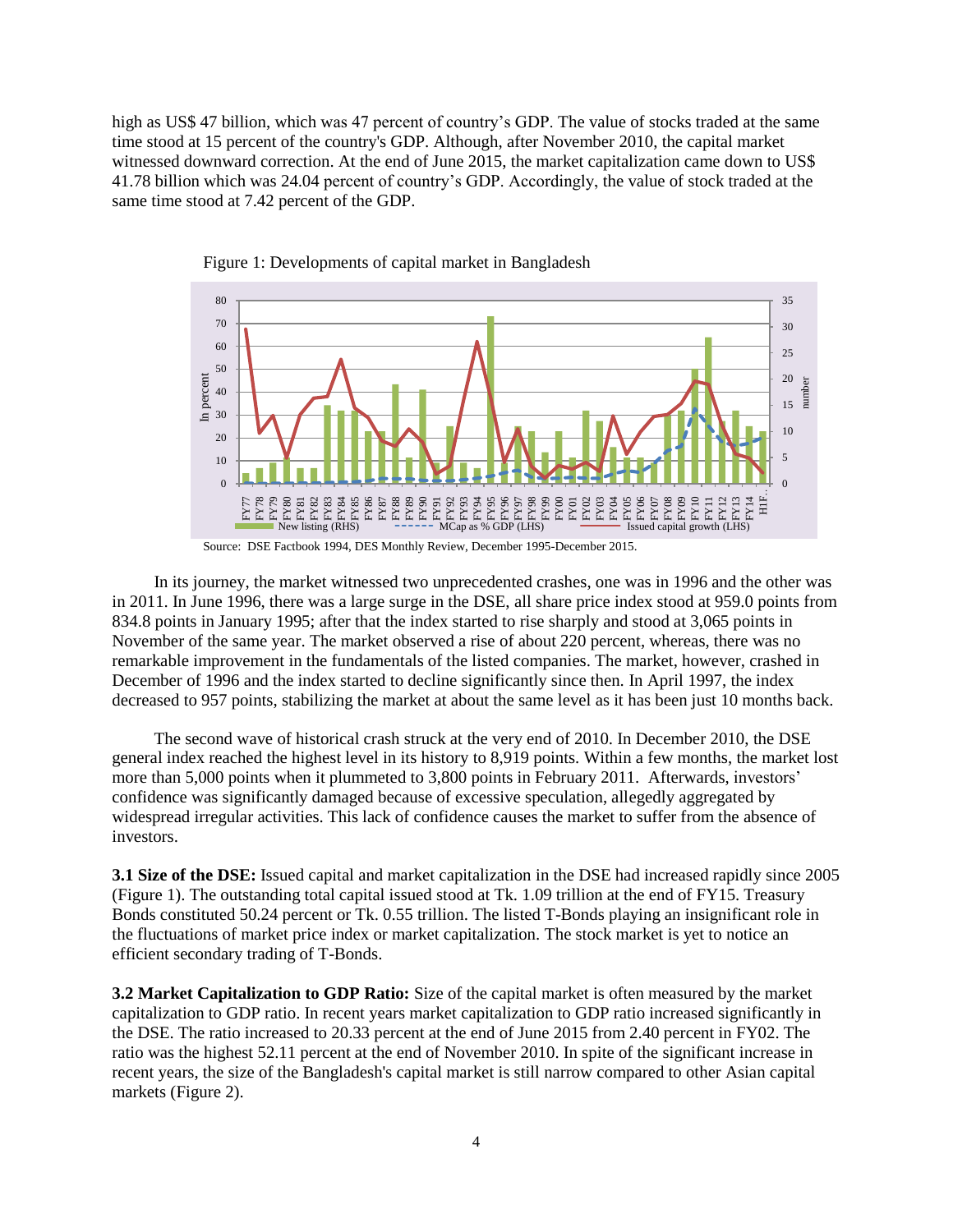high as US$ 47 billion, which was 47 percent of country's GDP. The value of stocks traded at the same time stood at 15 percent of the country's GDP. Although, after November 2010, the capital market witnessed downward correction. At the end of June 2015, the market capitalization came down to US$ 41.78 billion which was 24.04 percent of country's GDP. Accordingly, the value of stock traded at the same time stood at 7.42 percent of the GDP.

Figure 1: Developments of capital market in Bangladesh

Source: DSE Factbook 1994, DES Monthly Review, December 1995-December 2015.

In its journey, the market witnessed two unprecedented crashes, one was in 1996 and the other was in 2011. In June 1996, there was a large surge in the DSE, all share price index stood at 959.0 points from 834.8 points in January 1995; after that the index started to rise sharply and stood at 3,065 points in November of the same year. The market observed a rise of about 220 percent, whereas, there was no remarkable improvement in the fundamentals of the listed companies. The market, however, crashed in December of 1996 and the index started to decline significantly since then. In April 1997, the index decreased to 957 points, stabilizing the market at about the same level as it has been just 10 months back.

The second wave of historical crash struck at the very end of 2010. In December 2010, the DSE general index reached the highest level in its history to 8,919 points. Within a few months, the market lost more than 5,000 points when it plummeted to 3,800 points in February 2011. Afterwards, investors' confidence was significantly damaged because of excessive speculation, allegedly aggregated by widespread irregular activities. This lack of confidence causes the market to suffer from the absence of investors.

**3.1 Size of the DSE:** Issued capital and market capitalization in the DSE had increased rapidly since 2005 (Figure 1). The outstanding total capital issued stood at Tk. 1.09 trillion at the end of FY15. Treasury Bonds constituted 50.24 percent or Tk. 0.55 trillion. The listed T-Bonds playing an insignificant role in the fluctuations of market price index or market capitalization. The stock market is yet to notice an efficient secondary trading of T-Bonds.

**3.2 Market Capitalization to GDP Ratio:** Size of the capital market is often measured by the market capitalization to GDP ratio. In recent years market capitalization to GDP ratio increased significantly in the DSE. The ratio increased to 20.33 percent at the end of June 2015 from 2.40 percent in FY02. The ratio was the highest 52.11 percent at the end of November 2010. In spite of the significant increase in recent years, the size of the Bangladesh's capital market is still narrow compared to other Asian capital markets (Figure 2).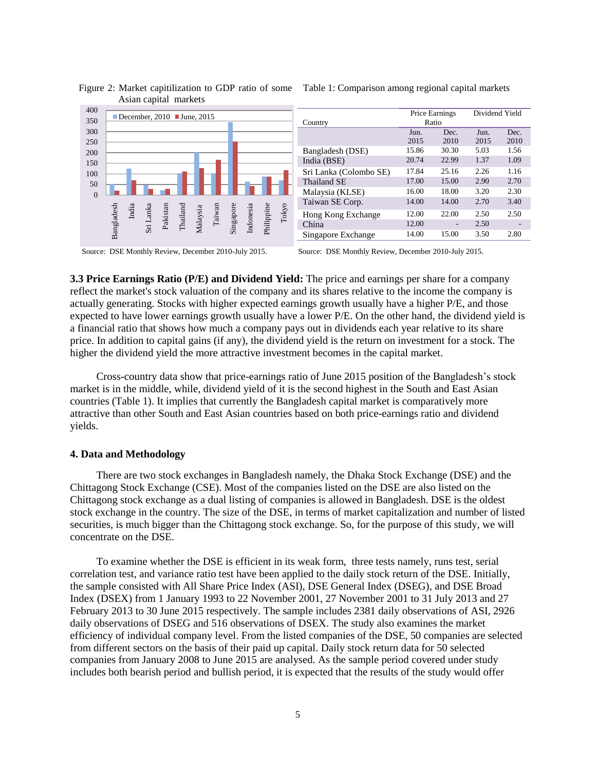Figure 2: Market capitilization to GDP ratio of some Asian capital markets

Source: DSE Monthly Review, December 2010-July 2015.

Table 1: Comparison among regional capital markets

| Country | Price Earnings Ratio | | Dividend Yield | |
|---|---|---|---|---|
| | Jun. 2015 | Dec. 2010 | Jun. 2015 | Dec. 2010 |
| Bangladesh (DSE) | 15.86 | 30.30 | 5.03 | 1.56 |
| India (BSE) | 20.74 | 22.99 | 1.37 | 1.09 |
| Sri Lanka (Colombo SE) | 17.84 | 25.16 | 2.26 | 1.16 |
| Thailand SE | 17.00 | 15.00 | 2.90 | 2.70 |
| Malaysia (KLSE) | 16.00 | 18.00 | 3.20 | 2.30 |
| Taiwan SE Corp. | 14.00 | 14.00 | 2.70 | 3.40 |
| Hong Kong Exchange | 12.00 | 22.00 | 2.50 | 2.50 |
| China | 12.00 | - | 2.50 | - |
| Singapore Exchange | 14.00 | 15.00 | 3.50 | 2.80 |

Source: DSE Monthly Review, December 2010-July 2015.

**3.3 Price Earnings Ratio (P/E) and Dividend Yield:** The price and earnings per share for a company reflect the market's stock valuation of the company and its shares relative to the income the company is actually generating. Stocks with higher expected earnings growth usually have a higher P/E, and those expected to have lower earnings growth usually have a lower P/E. On the other hand, the dividend yield is a financial ratio that shows how much a company pays out in dividends each year relative to its share price. In addition to capital gains (if any), the dividend yield is the return on investment for a stock. The higher the dividend yield the more attractive investment becomes in the capital market.

Cross-country data show that price-earnings ratio of June 2015 position of the Bangladesh's stock market is in the middle, while, dividend yield of it is the second highest in the South and East Asian countries (Table 1). It implies that currently the Bangladesh capital market is comparatively more attractive than other South and East Asian countries based on both price-earnings ratio and dividend yields.

## 4. Data and Methodology

There are two stock exchanges in Bangladesh namely, the Dhaka Stock Exchange (DSE) and the Chittagong Stock Exchange (CSE). Most of the companies listed on the DSE are also listed on the Chittagong stock exchange as a dual listing of companies is allowed in Bangladesh. DSE is the oldest stock exchange in the country. The size of the DSE, in terms of market capitalization and number of listed securities, is much bigger than the Chittagong stock exchange. So, for the purpose of this study, we will concentrate on the DSE.

To examine whether the DSE is efficient in its weak form, three tests namely, runs test, serial correlation test, and variance ratio test have been applied to the daily stock return of the DSE. Initially, the sample consisted with All Share Price Index (ASI), DSE General Index (DSEG), and DSE Broad Index (DSEX) from 1 January 1993 to 22 November 2001, 27 November 2001 to 31 July 2013 and 27 February 2013 to 30 June 2015 respectively. The sample includes 2381 daily observations of ASI, 2926 daily observations of DSEG and 516 observations of DSEX. The study also examines the market efficiency of individual company level. From the listed companies of the DSE, 50 companies are selected from different sectors on the basis of their paid up capital. Daily stock return data for 50 selected companies from January 2008 to June 2015 are analysed. As the sample period covered under study includes both bearish period and bullish period, it is expected that the results of the study would offer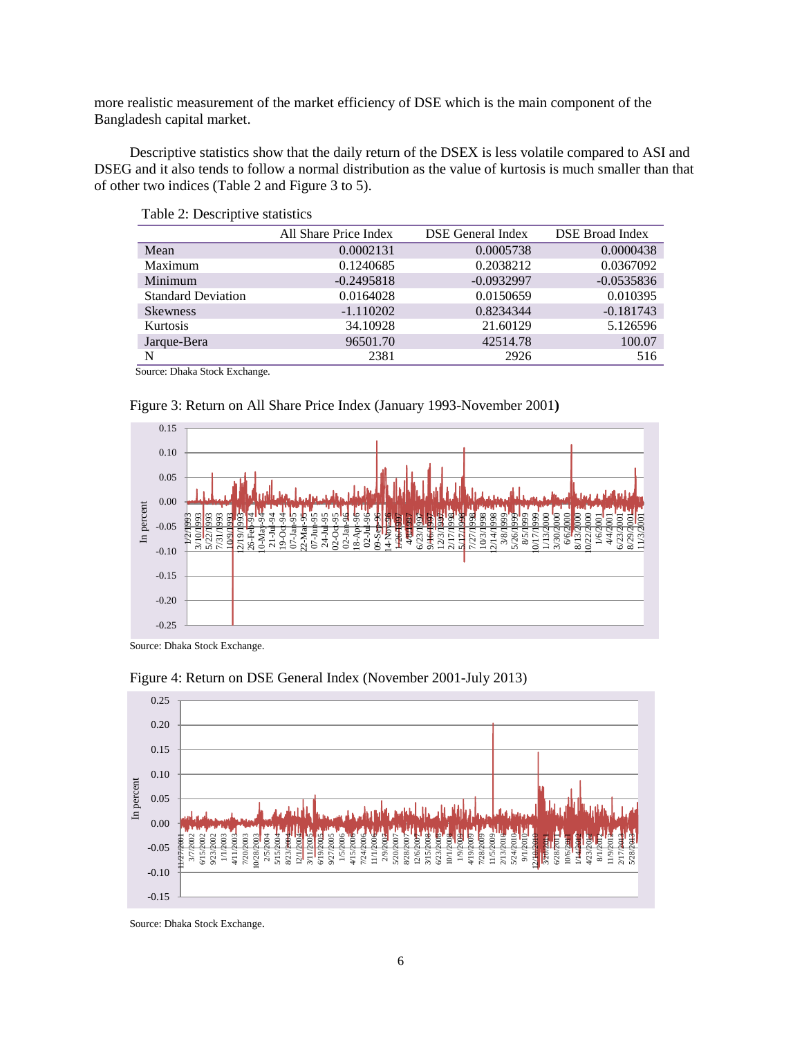more realistic measurement of the market efficiency of DSE which is the main component of the Bangladesh capital market.

Descriptive statistics show that the daily return of the DSEX is less volatile compared to ASI and DSEG and it also tends to follow a normal distribution as the value of kurtosis is much smaller than that of other two indices (Table 2 and Figure 3 to 5).

Table 2: Descriptive statistics

| | All Share Price Index | DSE General Index | DSE Broad Index |
|---|---|---|---|
| Mean | 0.0002131 | 0.0005738 | 0.0000438 |
| Maximum | 0.1240685 | 0.2038212 | 0.0367092 |
| Minimum | -0.2495818 | -0.0932997 | -0.0535836 |
| Standard Deviation | 0.0164028 | 0.0150659 | 0.010395 |
| Skewness | -1.110202 | 0.8234344 | -0.181743 |
| Kurtosis | 34.10928 | 21.60129 | 5.126596 |
| Jarque-Bera | 96501.70 | 42514.78 | 100.07 |
| N | 2381 | 2926 | 516 |

Source: Dhaka Stock Exchange.

Figure 3: Return on All Share Price Index (January 1993-November 2001**)**

Source: Dhaka Stock Exchange.

Figure 4: Return on DSE General Index (November 2001-July 2013)

Source: Dhaka Stock Exchange.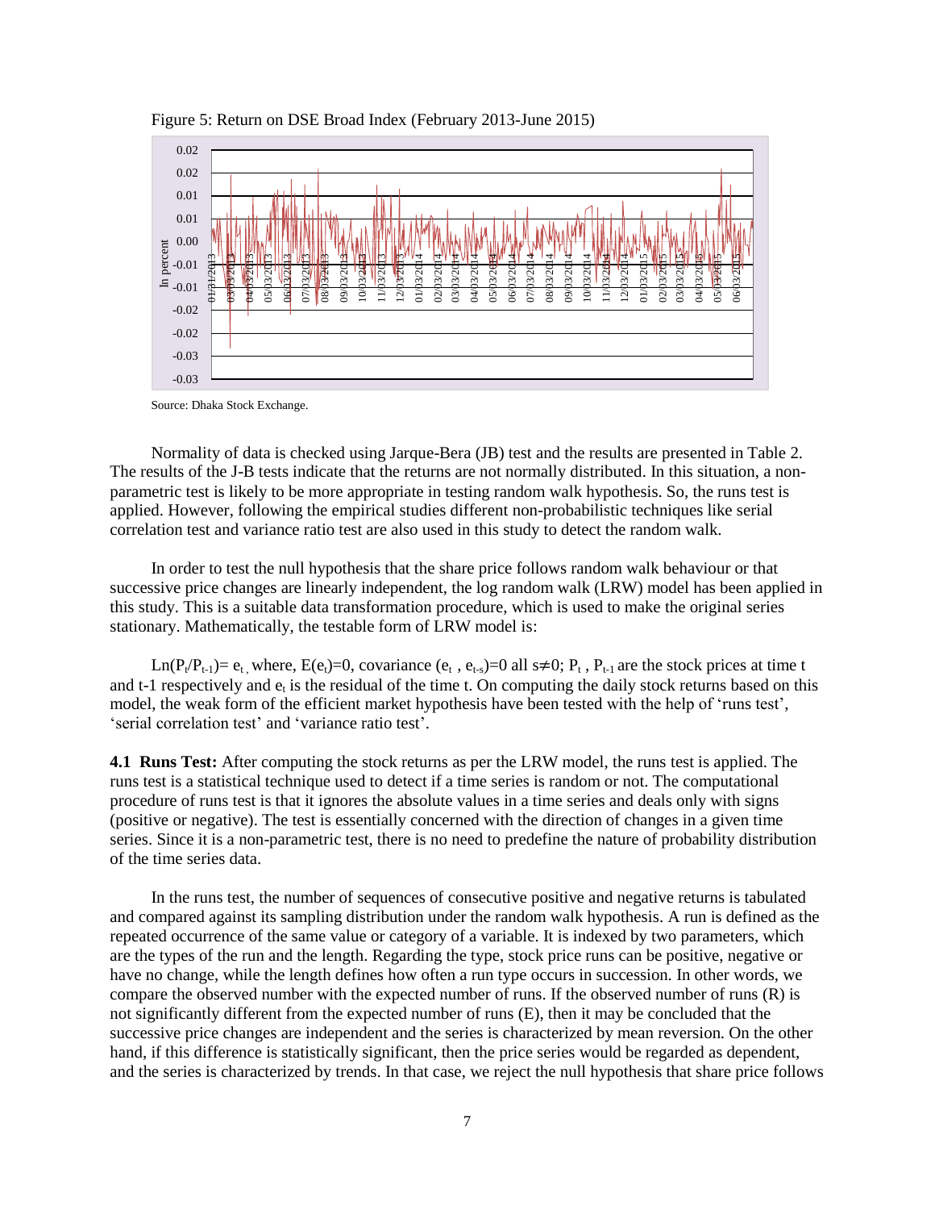Figure 5: Return on DSE Broad Index (February 2013-June 2015)

Source: Dhaka Stock Exchange.

Normality of data is checked using Jarque-Bera (JB) test and the results are presented in Table 2. The results of the J-B tests indicate that the returns are not normally distributed. In this situation, a non-parametric test is likely to be more appropriate in testing random walk hypothesis. So, the runs test is applied. However, following the empirical studies different non-probabilistic techniques like serial correlation test and variance ratio test are also used in this study to detect the random walk.

In order to test the null hypothesis that the share price follows random walk behaviour or that successive price changes are linearly independent, the log random walk (LRW) model has been applied in this study. This is a suitable data transformation procedure, which is used to make the original series stationary. Mathematically, the testable form of LRW model is:

$Ln(P_t/P_{t-1}) = e_t$, where, $E(e_t)=0$, covariance $(e_t, e_{t-s})=0$ all $s\neq0$; $P_t$ , $P_{t-1}$ are the stock prices at time t and t-1 respectively and $e_t$ is the residual of the time t. On computing the daily stock returns based on this model, the weak form of the efficient market hypothesis have been tested with the help of 'runs test', 'serial correlation test' and 'variance ratio test'.

**4.1 Runs Test:** After computing the stock returns as per the LRW model, the runs test is applied. The runs test is a statistical technique used to detect if a time series is random or not. The computational procedure of runs test is that it ignores the absolute values in a time series and deals only with signs (positive or negative). The test is essentially concerned with the direction of changes in a given time series. Since it is a non-parametric test, there is no need to predefine the nature of probability distribution of the time series data.

In the runs test, the number of sequences of consecutive positive and negative returns is tabulated and compared against its sampling distribution under the random walk hypothesis. A run is defined as the repeated occurrence of the same value or category of a variable. It is indexed by two parameters, which are the types of the run and the length. Regarding the type, stock price runs can be positive, negative or have no change, while the length defines how often a run type occurs in succession. In other words, we compare the observed number with the expected number of runs. If the observed number of runs (R) is not significantly different from the expected number of runs (E), then it may be concluded that the successive price changes are independent and the series is characterized by mean reversion. On the other hand, if this difference is statistically significant, then the price series would be regarded as dependent, and the series is characterized by trends. In that case, we reject the null hypothesis that share price follows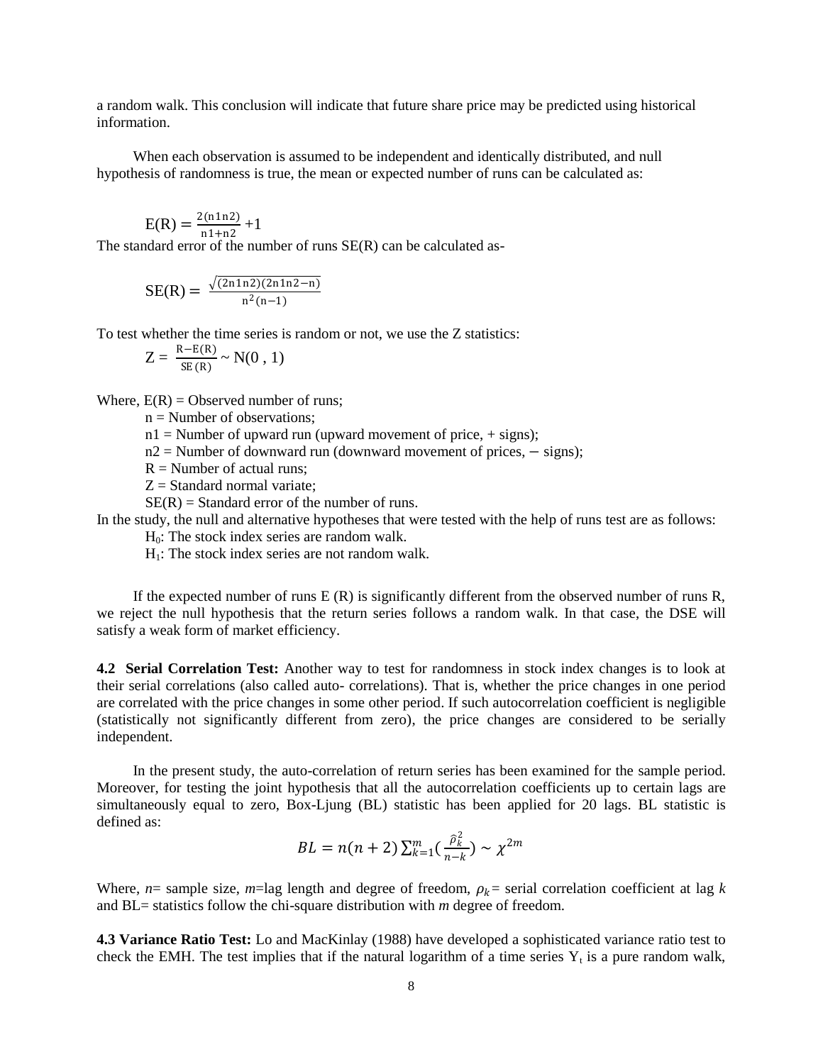a random walk. This conclusion will indicate that future share price may be predicted using historical information.

When each observation is assumed to be independent and identically distributed, and null hypothesis of randomness is true, the mean or expected number of runs can be calculated as:

$$E(R) = \frac{2(n1n2)}{n1+n2} + 1$$

The standard error of the number of runs SE(R) can be calculated as-

$$SE(R) = \frac{\sqrt{(2n1n2)(2n1n2-n)}}{n^2(n-1)}$$

To test whether the time series is random or not, we use the Z statistics:

$$Z = \frac{R-E(R)}{SE(R)} \sim N(0, 1)$$

Where, E(R) = Observed number of runs;
n = Number of observations;
n1 = Number of upward run (upward movement of price, + signs);
n2 = Number of downward run (downward movement of prices, − signs);
R = Number of actual runs;
Z = Standard normal variate;
SE(R) = Standard error of the number of runs.

In the study, the null and alternative hypotheses that were tested with the help of runs test are as follows:

$H_0$: The stock index series are random walk.
$H_1$: The stock index series are not random walk.

If the expected number of runs E (R) is significantly different from the observed number of runs R, we reject the null hypothesis that the return series follows a random walk. In that case, the DSE will satisfy a weak form of market efficiency.

**4.2 Serial Correlation Test:** Another way to test for randomness in stock index changes is to look at their serial correlations (also called auto- correlations). That is, whether the price changes in one period are correlated with the price changes in some other period. If such autocorrelation coefficient is negligible (statistically not significantly different from zero), the price changes are considered to be serially independent.

In the present study, the auto-correlation of return series has been examined for the sample period. Moreover, for testing the joint hypothesis that all the autocorrelation coefficients up to certain lags are simultaneously equal to zero, Box-Ljung (BL) statistic has been applied for 20 lags. BL statistic is defined as:

$$BL = n(n+2)\sum_{k=1}^{m}\left(\frac{\hat{\rho}_k^2}{n-k}\right) \sim \chi^{2m}$$

Where, $n$= sample size, $m$=lag length and degree of freedom, $\rho_k$ = serial correlation coefficient at lag $k$ and BL= statistics follow the chi-square distribution with $m$ degree of freedom.

**4.3 Variance Ratio Test:** Lo and MacKinlay (1988) have developed a sophisticated variance ratio test to check the EMH. The test implies that if the natural logarithm of a time series $Y_t$ is a pure random walk,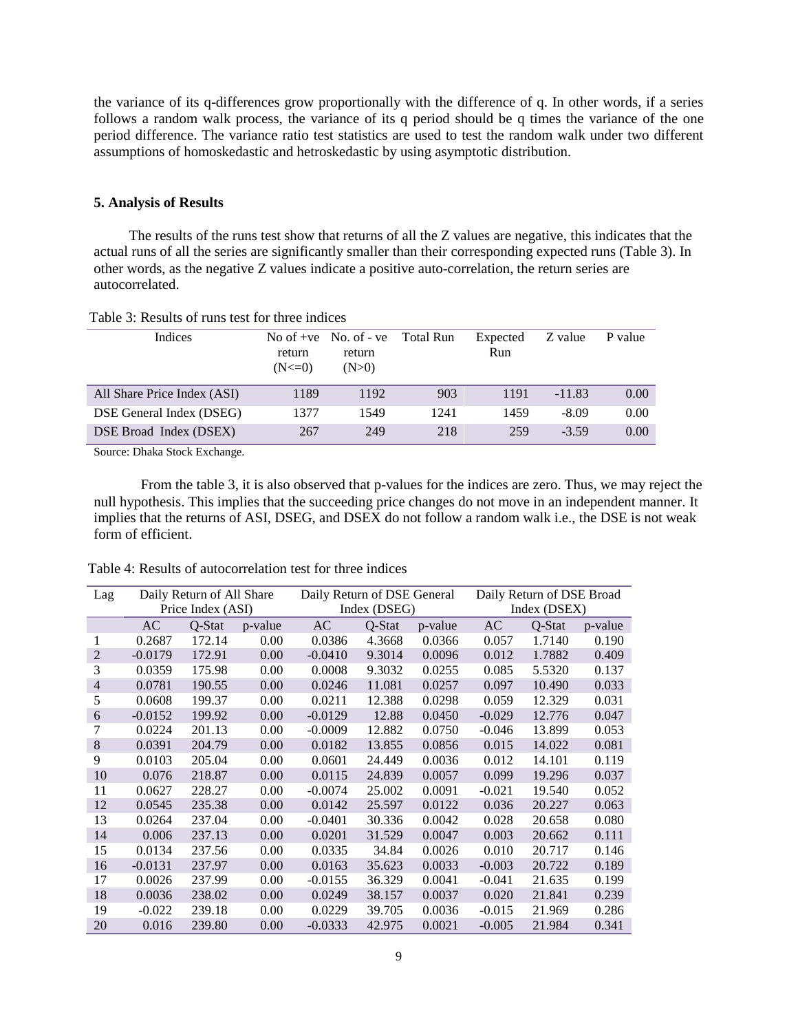the variance of its q-differences grow proportionally with the difference of q. In other words, if a series follows a random walk process, the variance of its q period should be q times the variance of the one period difference. The variance ratio test statistics are used to test the random walk under two different assumptions of homoskedastic and hetroskedastic by using asymptotic distribution.

## 5. Analysis of Results

The results of the runs test show that returns of all the Z values are negative, this indicates that the actual runs of all the series are significantly smaller than their corresponding expected runs (Table 3). In other words, as the negative Z values indicate a positive auto-correlation, the return series are autocorrelated.

Table 3: Results of runs test for three indices

| Indices | No of +ve return (N<=0) | No. of - ve return (N>0) | Total Run | Expected Run | Z value | P value |
|---|---|---|---|---|---|---|
| All Share Price Index (ASI) | 1189 | 1192 | 903 | 1191 | -11.83 | 0.00 |
| DSE General Index (DSEG) | 1377 | 1549 | 1241 | 1459 | -8.09 | 0.00 |
| DSE Broad Index (DSEX) | 267 | 249 | 218 | 259 | -3.59 | 0.00 |

Source: Dhaka Stock Exchange.

From the table 3, it is also observed that p-values for the indices are zero. Thus, we may reject the null hypothesis. This implies that the succeeding price changes do not move in an independent manner. It implies that the returns of ASI, DSEG, and DSEX do not follow a random walk i.e., the DSE is not weak form of efficient.

Table 4: Results of autocorrelation test for three indices

| Lag | Daily Return of All Share Price Index (ASI) | | | Daily Return of DSE General Index (DSEG) | | | Daily Return of DSE Broad Index (DSEX) | | |
|---|---|---|---|---|---|---|---|---|---|
| | AC | Q-Stat | p-value | AC | Q-Stat | p-value | AC | Q-Stat | p-value |
| 1 | 0.2687 | 172.14 | 0.00 | 0.0386 | 4.3668 | 0.0366 | 0.057 | 1.7140 | 0.190 |
| 2 | -0.0179 | 172.91 | 0.00 | -0.0410 | 9.3014 | 0.0096 | 0.012 | 1.7882 | 0.409 |
| 3 | 0.0359 | 175.98 | 0.00 | 0.0008 | 9.3032 | 0.0255 | 0.085 | 5.5320 | 0.137 |
| 4 | 0.0781 | 190.55 | 0.00 | 0.0246 | 11.081 | 0.0257 | 0.097 | 10.490 | 0.033 |
| 5 | 0.0608 | 199.37 | 0.00 | 0.0211 | 12.388 | 0.0298 | 0.059 | 12.329 | 0.031 |
| 6 | -0.0152 | 199.92 | 0.00 | -0.0129 | 12.88 | 0.0450 | -0.029 | 12.776 | 0.047 |
| 7 | 0.0224 | 201.13 | 0.00 | -0.0009 | 12.882 | 0.0750 | -0.046 | 13.899 | 0.053 |
| 8 | 0.0391 | 204.79 | 0.00 | 0.0182 | 13.855 | 0.0856 | 0.015 | 14.022 | 0.081 |
| 9 | 0.0103 | 205.04 | 0.00 | 0.0601 | 24.449 | 0.0036 | 0.012 | 14.101 | 0.119 |
| 10 | 0.076 | 218.87 | 0.00 | 0.0115 | 24.839 | 0.0057 | 0.099 | 19.296 | 0.037 |
| 11 | 0.0627 | 228.27 | 0.00 | -0.0074 | 25.002 | 0.0091 | -0.021 | 19.540 | 0.052 |
| 12 | 0.0545 | 235.38 | 0.00 | 0.0142 | 25.597 | 0.0122 | 0.036 | 20.227 | 0.063 |
| 13 | 0.0264 | 237.04 | 0.00 | -0.0401 | 30.336 | 0.0042 | 0.028 | 20.658 | 0.080 |
| 14 | 0.006 | 237.13 | 0.00 | 0.0201 | 31.529 | 0.0047 | 0.003 | 20.662 | 0.111 |
| 15 | 0.0134 | 237.56 | 0.00 | 0.0335 | 34.84 | 0.0026 | 0.010 | 20.717 | 0.146 |
| 16 | -0.0131 | 237.97 | 0.00 | 0.0163 | 35.623 | 0.0033 | -0.003 | 20.722 | 0.189 |
| 17 | 0.0026 | 237.99 | 0.00 | -0.0155 | 36.329 | 0.0041 | -0.041 | 21.635 | 0.199 |
| 18 | 0.0036 | 238.02 | 0.00 | 0.0249 | 38.157 | 0.0037 | 0.020 | 21.841 | 0.239 |
| 19 | -0.022 | 239.18 | 0.00 | 0.0229 | 39.705 | 0.0036 | -0.015 | 21.969 | 0.286 |
| 20 | 0.016 | 239.80 | 0.00 | -0.0333 | 42.975 | 0.0021 | -0.005 | 21.984 | 0.341 |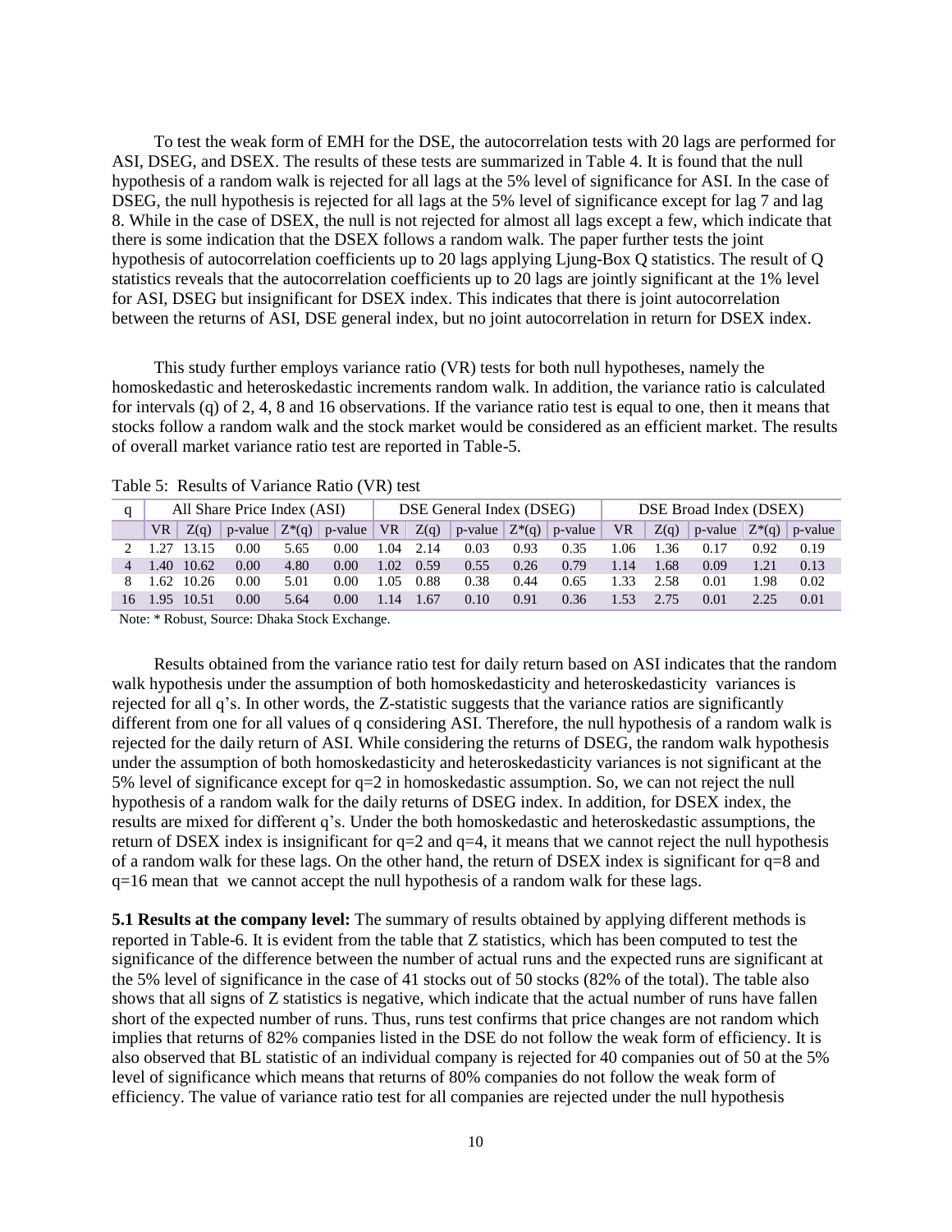To test the weak form of EMH for the DSE, the autocorrelation tests with 20 lags are performed for ASI, DSEG, and DSEX. The results of these tests are summarized in Table 4. It is found that the null hypothesis of a random walk is rejected for all lags at the 5% level of significance for ASI. In the case of DSEG, the null hypothesis is rejected for all lags at the 5% level of significance except for lag 7 and lag 8. While in the case of DSEX, the null is not rejected for almost all lags except a few, which indicate that there is some indication that the DSEX follows a random walk. The paper further tests the joint hypothesis of autocorrelation coefficients up to 20 lags applying Ljung-Box Q statistics. The result of Q statistics reveals that the autocorrelation coefficients up to 20 lags are jointly significant at the 1% level for ASI, DSEG but insignificant for DSEX index. This indicates that there is joint autocorrelation between the returns of ASI, DSE general index, but no joint autocorrelation in return for DSEX index.

This study further employs variance ratio (VR) tests for both null hypotheses, namely the homoskedastic and heteroskedastic increments random walk. In addition, the variance ratio is calculated for intervals (q) of 2, 4, 8 and 16 observations. If the variance ratio test is equal to one, then it means that stocks follow a random walk and the stock market would be considered as an efficient market. The results of overall market variance ratio test are reported in Table-5.

Table 5: Results of Variance Ratio (VR) test

| q | All Share Price Index (ASI) | | | | | DSE General Index (DSEG) | | | | | DSE Broad Index (DSEX) | | | | |
|---|---|---|---|---|---|---|---|---|---|---|---|---|---|---|---|
| | VR | Z(q) | p-value | Z*(q) | p-value | VR | Z(q) | p-value | Z*(q) | p-value | VR | Z(q) | p-value | Z*(q) | p-value |
| 2 | 1.27 | 13.15 | 0.00 | 5.65 | 0.00 | 1.04 | 2.14 | 0.03 | 0.93 | 0.35 | 1.06 | 1.36 | 0.17 | 0.92 | 0.19 |
| 4 | 1.40 | 10.62 | 0.00 | 4.80 | 0.00 | 1.02 | 0.59 | 0.55 | 0.26 | 0.79 | 1.14 | 1.68 | 0.09 | 1.21 | 0.13 |
| 8 | 1.62 | 10.26 | 0.00 | 5.01 | 0.00 | 1.05 | 0.88 | 0.38 | 0.44 | 0.65 | 1.33 | 2.58 | 0.01 | 1.98 | 0.02 |
| 16 | 1.95 | 10.51 | 0.00 | 5.64 | 0.00 | 1.14 | 1.67 | 0.10 | 0.91 | 0.36 | 1.53 | 2.75 | 0.01 | 2.25 | 0.01 |

Note: * Robust, Source: Dhaka Stock Exchange.

Results obtained from the variance ratio test for daily return based on ASI indicates that the random walk hypothesis under the assumption of both homoskedasticity and heteroskedasticity variances is rejected for all q's. In other words, the Z-statistic suggests that the variance ratios are significantly different from one for all values of q considering ASI. Therefore, the null hypothesis of a random walk is rejected for the daily return of ASI. While considering the returns of DSEG, the random walk hypothesis under the assumption of both homoskedasticity and heteroskedasticity variances is not significant at the 5% level of significance except for q=2 in homoskedastic assumption. So, we can not reject the null hypothesis of a random walk for the daily returns of DSEG index. In addition, for DSEX index, the results are mixed for different q's. Under the both homoskedastic and heteroskedastic assumptions, the return of DSEX index is insignificant for q=2 and q=4, it means that we cannot reject the null hypothesis of a random walk for these lags. On the other hand, the return of DSEX index is significant for q=8 and q=16 mean that we cannot accept the null hypothesis of a random walk for these lags.

**5.1 Results at the company level:** The summary of results obtained by applying different methods is reported in Table-6. It is evident from the table that Z statistics, which has been computed to test the significance of the difference between the number of actual runs and the expected runs are significant at the 5% level of significance in the case of 41 stocks out of 50 stocks (82% of the total). The table also shows that all signs of Z statistics is negative, which indicate that the actual number of runs have fallen short of the expected number of runs. Thus, runs test confirms that price changes are not random which implies that returns of 82% companies listed in the DSE do not follow the weak form of efficiency. It is also observed that BL statistic of an individual company is rejected for 40 companies out of 50 at the 5% level of significance which means that returns of 80% companies do not follow the weak form of efficiency. The value of variance ratio test for all companies are rejected under the null hypothesis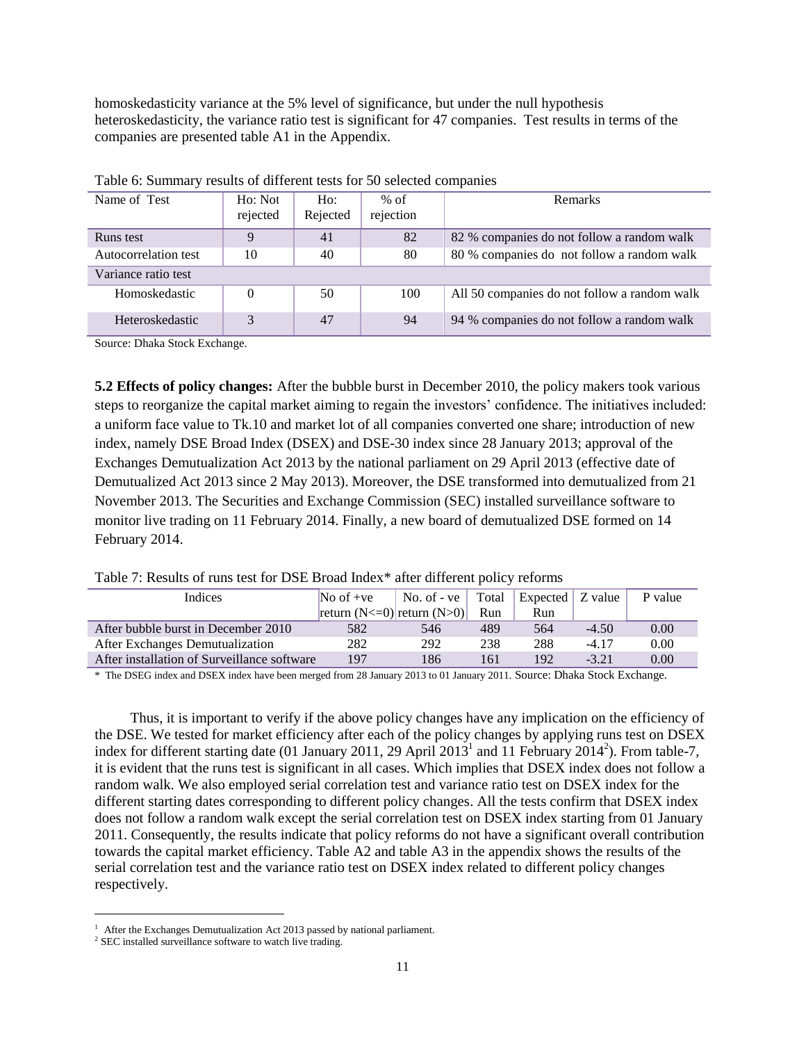homoskedasticity variance at the 5% level of significance, but under the null hypothesis heteroskedasticity, the variance ratio test is significant for 47 companies. Test results in terms of the companies are presented table A1 in the Appendix.

Table 6: Summary results of different tests for 50 selected companies

| Name of Test | Ho: Not rejected | Ho: Rejected | % of rejection | Remarks |
|---|---|---|---|---|
| Runs test | 9 | 41 | 82 | 82 % companies do not follow a random walk |
| Autocorrelation test | 10 | 40 | 80 | 80 % companies do not follow a random walk |
| Variance ratio test | | | | |
| Homoskedastic | 0 | 50 | 100 | All 50 companies do not follow a random walk |
| Heteroskedastic | 3 | 47 | 94 | 94 % companies do not follow a random walk |

Source: Dhaka Stock Exchange.

**5.2 Effects of policy changes:** After the bubble burst in December 2010, the policy makers took various steps to reorganize the capital market aiming to regain the investors' confidence. The initiatives included: a uniform face value to Tk.10 and market lot of all companies converted one share; introduction of new index, namely DSE Broad Index (DSEX) and DSE-30 index since 28 January 2013; approval of the Exchanges Demutualization Act 2013 by the national parliament on 29 April 2013 (effective date of Demutualized Act 2013 since 2 May 2013). Moreover, the DSE transformed into demutualized from 21 November 2013. The Securities and Exchange Commission (SEC) installed surveillance software to monitor live trading on 11 February 2014. Finally, a new board of demutualized DSE formed on 14 February 2014.

Table 7: Results of runs test for DSE Broad Index* after different policy reforms

| Indices | No of +ve return (N<=0) | No. of - ve return (N>0) | Total Run | Expected Run | Z value | P value |
|---|---|---|---|---|---|---|
| After bubble burst in December 2010 | 582 | 546 | 489 | 564 | -4.50 | 0.00 |
| After Exchanges Demutualization | 282 | 292 | 238 | 288 | -4.17 | 0.00 |
| After installation of Surveillance software | 197 | 186 | 161 | 192 | -3.21 | 0.00 |

\* The DSEG index and DSEX index have been merged from 28 January 2013 to 01 January 2011. Source: Dhaka Stock Exchange.

Thus, it is important to verify if the above policy changes have any implication on the efficiency of the DSE. We tested for market efficiency after each of the policy changes by applying runs test on DSEX index for different starting date (01 January 2011, 29 April 2013[1] and 11 February 2014[2]). From table-7, it is evident that the runs test is significant in all cases. Which implies that DSEX index does not follow a random walk. We also employed serial correlation test and variance ratio test on DSEX index for the different starting dates corresponding to different policy changes. All the tests confirm that DSEX index does not follow a random walk except the serial correlation test on DSEX index starting from 01 January 2011. Consequently, the results indicate that policy reforms do not have a significant overall contribution towards the capital market efficiency. Table A2 and table A3 in the appendix shows the results of the serial correlation test and the variance ratio test on DSEX index related to different policy changes respectively.

[1] After the Exchanges Demutualization Act 2013 passed by national parliament.

[2] SEC installed surveillance software to watch live trading.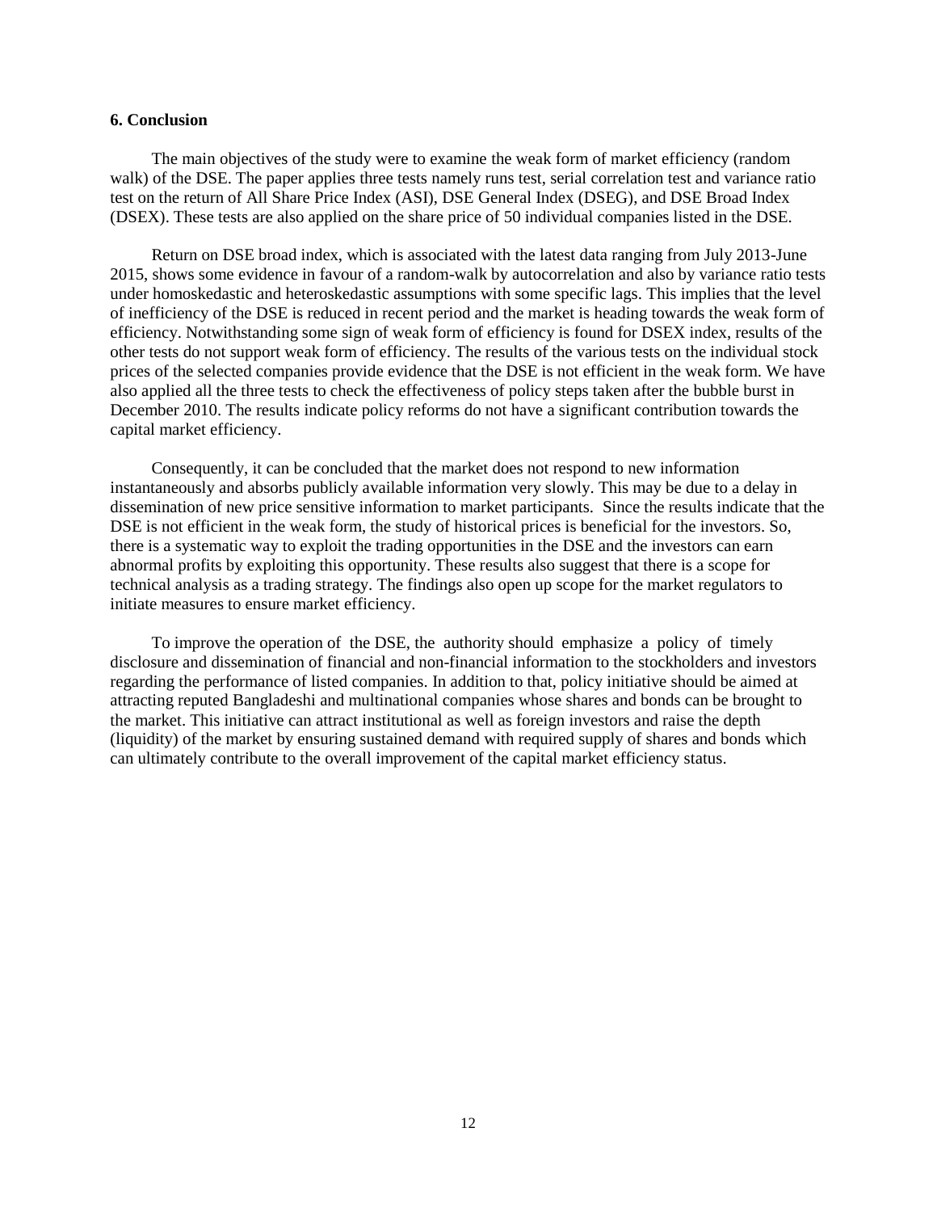## 6. Conclusion

The main objectives of the study were to examine the weak form of market efficiency (random walk) of the DSE. The paper applies three tests namely runs test, serial correlation test and variance ratio test on the return of All Share Price Index (ASI), DSE General Index (DSEG), and DSE Broad Index (DSEX). These tests are also applied on the share price of 50 individual companies listed in the DSE.

Return on DSE broad index, which is associated with the latest data ranging from July 2013-June 2015, shows some evidence in favour of a random-walk by autocorrelation and also by variance ratio tests under homoskedastic and heteroskedastic assumptions with some specific lags. This implies that the level of inefficiency of the DSE is reduced in recent period and the market is heading towards the weak form of efficiency. Notwithstanding some sign of weak form of efficiency is found for DSEX index, results of the other tests do not support weak form of efficiency. The results of the various tests on the individual stock prices of the selected companies provide evidence that the DSE is not efficient in the weak form. We have also applied all the three tests to check the effectiveness of policy steps taken after the bubble burst in December 2010. The results indicate policy reforms do not have a significant contribution towards the capital market efficiency.

Consequently, it can be concluded that the market does not respond to new information instantaneously and absorbs publicly available information very slowly. This may be due to a delay in dissemination of new price sensitive information to market participants. Since the results indicate that the DSE is not efficient in the weak form, the study of historical prices is beneficial for the investors. So, there is a systematic way to exploit the trading opportunities in the DSE and the investors can earn abnormal profits by exploiting this opportunity. These results also suggest that there is a scope for technical analysis as a trading strategy. The findings also open up scope for the market regulators to initiate measures to ensure market efficiency.

To improve the operation of the DSE, the authority should emphasize a policy of timely disclosure and dissemination of financial and non-financial information to the stockholders and investors regarding the performance of listed companies. In addition to that, policy initiative should be aimed at attracting reputed Bangladeshi and multinational companies whose shares and bonds can be brought to the market. This initiative can attract institutional as well as foreign investors and raise the depth (liquidity) of the market by ensuring sustained demand with required supply of shares and bonds which can ultimately contribute to the overall improvement of the capital market efficiency status.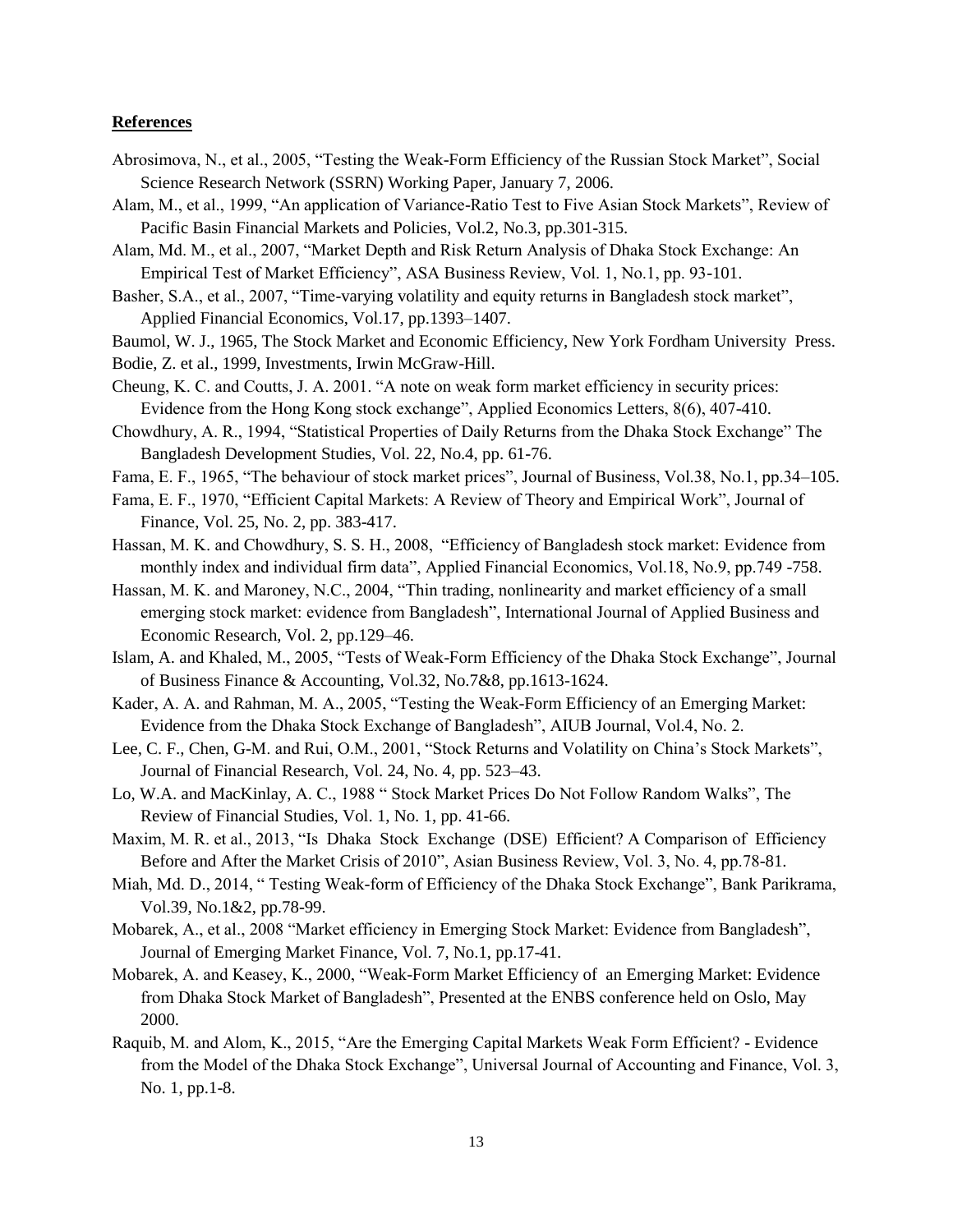**References**

Abrosimova, N., et al., 2005, "Testing the Weak-Form Efficiency of the Russian Stock Market", Social Science Research Network (SSRN) Working Paper, January 7, 2006.

Alam, M., et al., 1999, "An application of Variance-Ratio Test to Five Asian Stock Markets", Review of Pacific Basin Financial Markets and Policies, Vol.2, No.3, pp.301-315.

Alam, Md. M., et al., 2007, "Market Depth and Risk Return Analysis of Dhaka Stock Exchange: An Empirical Test of Market Efficiency", ASA Business Review, Vol. 1, No.1, pp. 93-101.

Basher, S.A., et al., 2007, "Time-varying volatility and equity returns in Bangladesh stock market", Applied Financial Economics, Vol.17, pp.1393–1407.

Baumol, W. J., 1965, The Stock Market and Economic Efficiency, New York Fordham University Press.

Bodie, Z. et al., 1999, Investments, Irwin McGraw-Hill.

Cheung, K. C. and Coutts, J. A. 2001. "A note on weak form market efficiency in security prices: Evidence from the Hong Kong stock exchange", Applied Economics Letters, 8(6), 407-410.

Chowdhury, A. R., 1994, "Statistical Properties of Daily Returns from the Dhaka Stock Exchange" The Bangladesh Development Studies, Vol. 22, No.4, pp. 61-76.

Fama, E. F., 1965, "The behaviour of stock market prices", Journal of Business, Vol.38, No.1, pp.34–105.

Fama, E. F., 1970, "Efficient Capital Markets: A Review of Theory and Empirical Work", Journal of Finance, Vol. 25, No. 2, pp. 383-417.

Hassan, M. K. and Chowdhury, S. S. H., 2008, "Efficiency of Bangladesh stock market: Evidence from monthly index and individual firm data", Applied Financial Economics, Vol.18, No.9, pp.749 -758.

Hassan, M. K. and Maroney, N.C., 2004, "Thin trading, nonlinearity and market efficiency of a small emerging stock market: evidence from Bangladesh", International Journal of Applied Business and Economic Research, Vol. 2, pp.129–46.

Islam, A. and Khaled, M., 2005, "Tests of Weak-Form Efficiency of the Dhaka Stock Exchange", Journal of Business Finance & Accounting, Vol.32, No.7&8, pp.1613-1624.

Kader, A. A. and Rahman, M. A., 2005, "Testing the Weak-Form Efficiency of an Emerging Market: Evidence from the Dhaka Stock Exchange of Bangladesh", AIUB Journal, Vol.4, No. 2.

Lee, C. F., Chen, G-M. and Rui, O.M., 2001, "Stock Returns and Volatility on China's Stock Markets", Journal of Financial Research, Vol. 24, No. 4, pp. 523–43.

Lo, W.A. and MacKinlay, A. C., 1988 " Stock Market Prices Do Not Follow Random Walks", The Review of Financial Studies, Vol. 1, No. 1, pp. 41-66.

Maxim, M. R. et al., 2013, "Is Dhaka Stock Exchange (DSE) Efficient? A Comparison of Efficiency Before and After the Market Crisis of 2010", Asian Business Review, Vol. 3, No. 4, pp.78-81.

Miah, Md. D., 2014, " Testing Weak-form of Efficiency of the Dhaka Stock Exchange", Bank Parikrama, Vol.39, No.1&2, pp.78-99.

Mobarek, A., et al., 2008 "Market efficiency in Emerging Stock Market: Evidence from Bangladesh", Journal of Emerging Market Finance, Vol. 7, No.1, pp.17-41.

Mobarek, A. and Keasey, K., 2000, "Weak-Form Market Efficiency of an Emerging Market: Evidence from Dhaka Stock Market of Bangladesh", Presented at the ENBS conference held on Oslo, May 2000.

Raquib, M. and Alom, K., 2015, "Are the Emerging Capital Markets Weak Form Efficient? - Evidence from the Model of the Dhaka Stock Exchange", Universal Journal of Accounting and Finance, Vol. 3, No. 1, pp.1-8.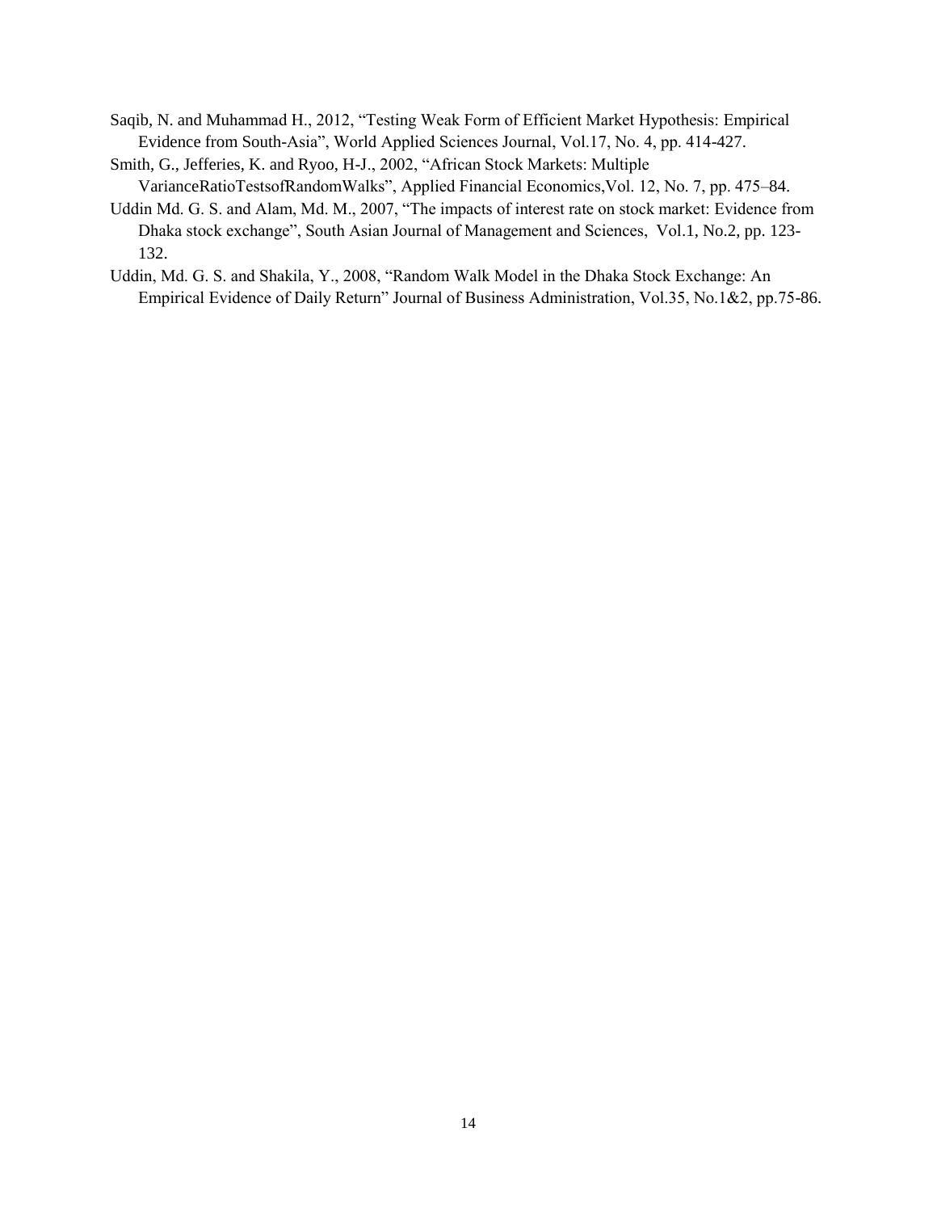Saqib, N. and Muhammad H., 2012, "Testing Weak Form of Efficient Market Hypothesis: Empirical Evidence from South-Asia", World Applied Sciences Journal, Vol.17, No. 4, pp. 414-427.

Smith, G., Jefferies, K. and Ryoo, H-J., 2002, "African Stock Markets: Multiple VarianceRatioTestsofRandomWalks", Applied Financial Economics,Vol. 12, No. 7, pp. 475–84.

Uddin Md. G. S. and Alam, Md. M., 2007, "The impacts of interest rate on stock market: Evidence from Dhaka stock exchange", South Asian Journal of Management and Sciences, Vol.1, No.2, pp. 123-132.

Uddin, Md. G. S. and Shakila, Y., 2008, "Random Walk Model in the Dhaka Stock Exchange: An Empirical Evidence of Daily Return" Journal of Business Administration, Vol.35, No.1&2, pp.75-86.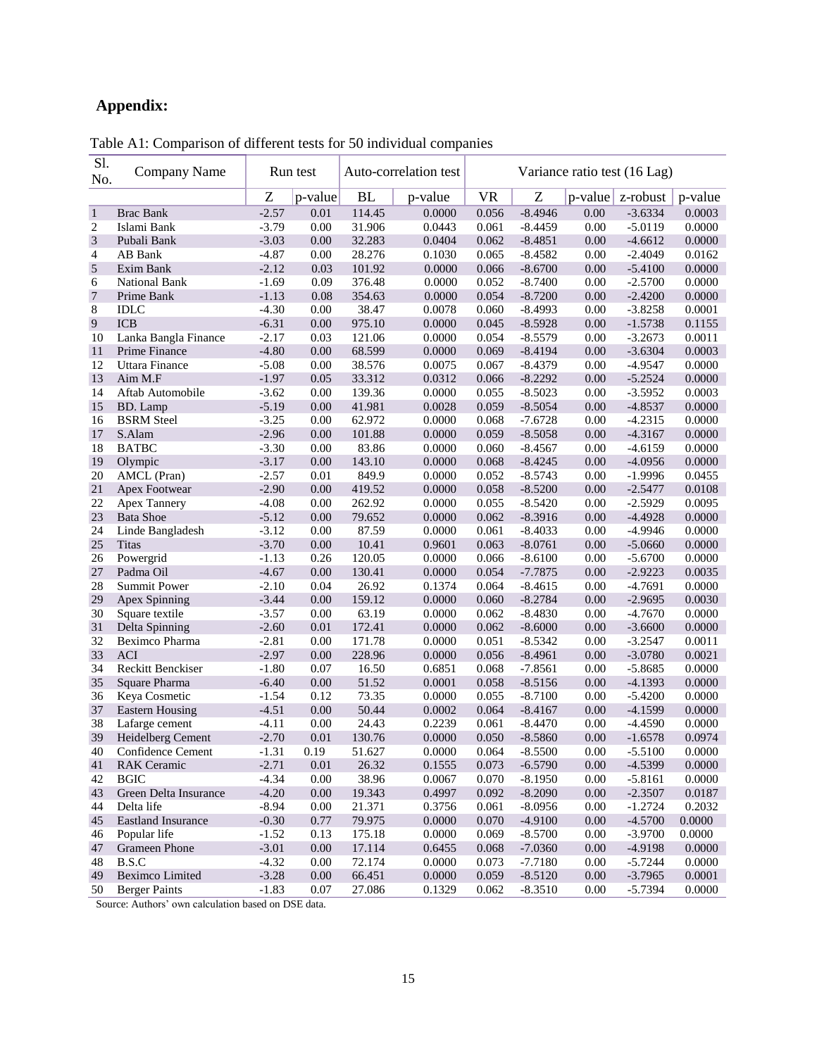## Appendix:

Table A1: Comparison of different tests for 50 individual companies

| Sl. No. | Company Name | Run test | | Auto-correlation test | | Variance ratio test (16 Lag) | | | | |
|---|---|---|---|---|---|---|---|---|---|---|
| | | Z | p-value | BL | p-value | VR | Z | p-value | z-robust | p-value |
| 1 | Brac Bank | -2.57 | 0.01 | 114.45 | 0.0000 | 0.056 | -8.4946 | 0.00 | -3.6334 | 0.0003 |
| 2 | Islami Bank | -3.79 | 0.00 | 31.906 | 0.0443 | 0.061 | -8.4459 | 0.00 | -5.0119 | 0.0000 |
| 3 | Pubali Bank | -3.03 | 0.00 | 32.283 | 0.0404 | 0.062 | -8.4851 | 0.00 | -4.6612 | 0.0000 |
| 4 | AB Bank | -4.87 | 0.00 | 28.276 | 0.1030 | 0.065 | -8.4582 | 0.00 | -2.4049 | 0.0162 |
| 5 | Exim Bank | -2.12 | 0.03 | 101.92 | 0.0000 | 0.066 | -8.6700 | 0.00 | -5.4100 | 0.0000 |
| 6 | National Bank | -1.69 | 0.09 | 376.48 | 0.0000 | 0.052 | -8.7400 | 0.00 | -2.5700 | 0.0000 |
| 7 | Prime Bank | -1.13 | 0.08 | 354.63 | 0.0000 | 0.054 | -8.7200 | 0.00 | -2.4200 | 0.0000 |
| 8 | IDLC | -4.30 | 0.00 | 38.47 | 0.0078 | 0.060 | -8.4993 | 0.00 | -3.8258 | 0.0001 |
| 9 | ICB | -6.31 | 0.00 | 975.10 | 0.0000 | 0.045 | -8.5928 | 0.00 | -1.5738 | 0.1155 |
| 10 | Lanka Bangla Finance | -2.17 | 0.03 | 121.06 | 0.0000 | 0.054 | -8.5579 | 0.00 | -3.2673 | 0.0011 |
| 11 | Prime Finance | -4.80 | 0.00 | 68.599 | 0.0000 | 0.069 | -8.4194 | 0.00 | -3.6304 | 0.0003 |
| 12 | Uttara Finance | -5.08 | 0.00 | 38.576 | 0.0075 | 0.067 | -8.4379 | 0.00 | -4.9547 | 0.0000 |
| 13 | Aim M.F | -1.97 | 0.05 | 33.312 | 0.0312 | 0.066 | -8.2292 | 0.00 | -5.2524 | 0.0000 |
| 14 | Aftab Automobile | -3.62 | 0.00 | 139.36 | 0.0000 | 0.055 | -8.5023 | 0.00 | -3.5952 | 0.0003 |
| 15 | BD. Lamp | -5.19 | 0.00 | 41.981 | 0.0028 | 0.059 | -8.5054 | 0.00 | -4.8537 | 0.0000 |
| 16 | BSRM Steel | -3.25 | 0.00 | 62.972 | 0.0000 | 0.068 | -7.6728 | 0.00 | -4.2315 | 0.0000 |
| 17 | S.Alam | -2.96 | 0.00 | 101.88 | 0.0000 | 0.059 | -8.5058 | 0.00 | -4.3167 | 0.0000 |
| 18 | BATBC | -3.30 | 0.00 | 83.86 | 0.0000 | 0.060 | -8.4567 | 0.00 | -4.6159 | 0.0000 |
| 19 | Olympic | -3.17 | 0.00 | 143.10 | 0.0000 | 0.068 | -8.4245 | 0.00 | -4.0956 | 0.0000 |
| 20 | AMCL (Pran) | -2.57 | 0.01 | 849.9 | 0.0000 | 0.052 | -8.5743 | 0.00 | -1.9996 | 0.0455 |
| 21 | Apex Footwear | -2.90 | 0.00 | 419.52 | 0.0000 | 0.058 | -8.5200 | 0.00 | -2.5477 | 0.0108 |
| 22 | Apex Tannery | -4.08 | 0.00 | 262.92 | 0.0000 | 0.055 | -8.5420 | 0.00 | -2.5929 | 0.0095 |
| 23 | Bata Shoe | -5.12 | 0.00 | 79.652 | 0.0000 | 0.062 | -8.3916 | 0.00 | -4.4928 | 0.0000 |
| 24 | Linde Bangladesh | -3.12 | 0.00 | 87.59 | 0.0000 | 0.061 | -8.4033 | 0.00 | -4.9946 | 0.0000 |
| 25 | Titas | -3.70 | 0.00 | 10.41 | 0.9601 | 0.063 | -8.0761 | 0.00 | -5.0660 | 0.0000 |
| 26 | Powergrid | -1.13 | 0.26 | 120.05 | 0.0000 | 0.066 | -8.6100 | 0.00 | -5.6700 | 0.0000 |
| 27 | Padma Oil | -4.67 | 0.00 | 130.41 | 0.0000 | 0.054 | -7.7875 | 0.00 | -2.9223 | 0.0035 |
| 28 | Summit Power | -2.10 | 0.04 | 26.92 | 0.1374 | 0.064 | -8.4615 | 0.00 | -4.7691 | 0.0000 |
| 29 | Apex Spinning | -3.44 | 0.00 | 159.12 | 0.0000 | 0.060 | -8.2784 | 0.00 | -2.9695 | 0.0030 |
| 30 | Square textile | -3.57 | 0.00 | 63.19 | 0.0000 | 0.062 | -8.4830 | 0.00 | -4.7670 | 0.0000 |
| 31 | Delta Spinning | -2.60 | 0.01 | 172.41 | 0.0000 | 0.062 | -8.6000 | 0.00 | -3.6600 | 0.0000 |
| 32 | Beximco Pharma | -2.81 | 0.00 | 171.78 | 0.0000 | 0.051 | -8.5342 | 0.00 | -3.2547 | 0.0011 |
| 33 | ACI | -2.97 | 0.00 | 228.96 | 0.0000 | 0.056 | -8.4961 | 0.00 | -3.0780 | 0.0021 |
| 34 | Reckitt Benckiser | -1.80 | 0.07 | 16.50 | 0.6851 | 0.068 | -7.8561 | 0.00 | -5.8685 | 0.0000 |
| 35 | Square Pharma | -6.40 | 0.00 | 51.52 | 0.0001 | 0.058 | -8.5156 | 0.00 | -4.1393 | 0.0000 |
| 36 | Keya Cosmetic | -1.54 | 0.12 | 73.35 | 0.0000 | 0.055 | -8.7100 | 0.00 | -5.4200 | 0.0000 |
| 37 | Eastern Housing | -4.51 | 0.00 | 50.44 | 0.0002 | 0.064 | -8.4167 | 0.00 | -4.1599 | 0.0000 |
| 38 | Lafarge cement | -4.11 | 0.00 | 24.43 | 0.2239 | 0.061 | -8.4470 | 0.00 | -4.4590 | 0.0000 |
| 39 | Heidelberg Cement | -2.70 | 0.01 | 130.76 | 0.0000 | 0.050 | -8.5860 | 0.00 | -1.6578 | 0.0974 |
| 40 | Confidence Cement | -1.31 | 0.19 | 51.627 | 0.0000 | 0.064 | -8.5500 | 0.00 | -5.5100 | 0.0000 |
| 41 | RAK Ceramic | -2.71 | 0.01 | 26.32 | 0.1555 | 0.073 | -6.5790 | 0.00 | -4.5399 | 0.0000 |
| 42 | BGIC | -4.34 | 0.00 | 38.96 | 0.0067 | 0.070 | -8.1950 | 0.00 | -5.8161 | 0.0000 |
| 43 | Green Delta Insurance | -4.20 | 0.00 | 19.343 | 0.4997 | 0.092 | -8.2090 | 0.00 | -2.3507 | 0.0187 |
| 44 | Delta life | -8.94 | 0.00 | 21.371 | 0.3756 | 0.061 | -8.0956 | 0.00 | -1.2724 | 0.2032 |
| 45 | Eastland Insurance | -0.30 | 0.77 | 79.975 | 0.0000 | 0.070 | -4.9100 | 0.00 | -4.5700 | 0.0000 |
| 46 | Popular life | -1.52 | 0.13 | 175.18 | 0.0000 | 0.069 | -8.5700 | 0.00 | -3.9700 | 0.0000 |
| 47 | Grameen Phone | -3.01 | 0.00 | 17.114 | 0.6455 | 0.068 | -7.0360 | 0.00 | -4.9198 | 0.0000 |
| 48 | B.S.C | -4.32 | 0.00 | 72.174 | 0.0000 | 0.073 | -7.7180 | 0.00 | -5.7244 | 0.0000 |
| 49 | Beximco Limited | -3.28 | 0.00 | 66.451 | 0.0000 | 0.059 | -8.5120 | 0.00 | -3.7965 | 0.0001 |
| 50 | Berger Paints | -1.83 | 0.07 | 27.086 | 0.1329 | 0.062 | -8.3510 | 0.00 | -5.7394 | 0.0000 |

Source: Authors' own calculation based on DSE data.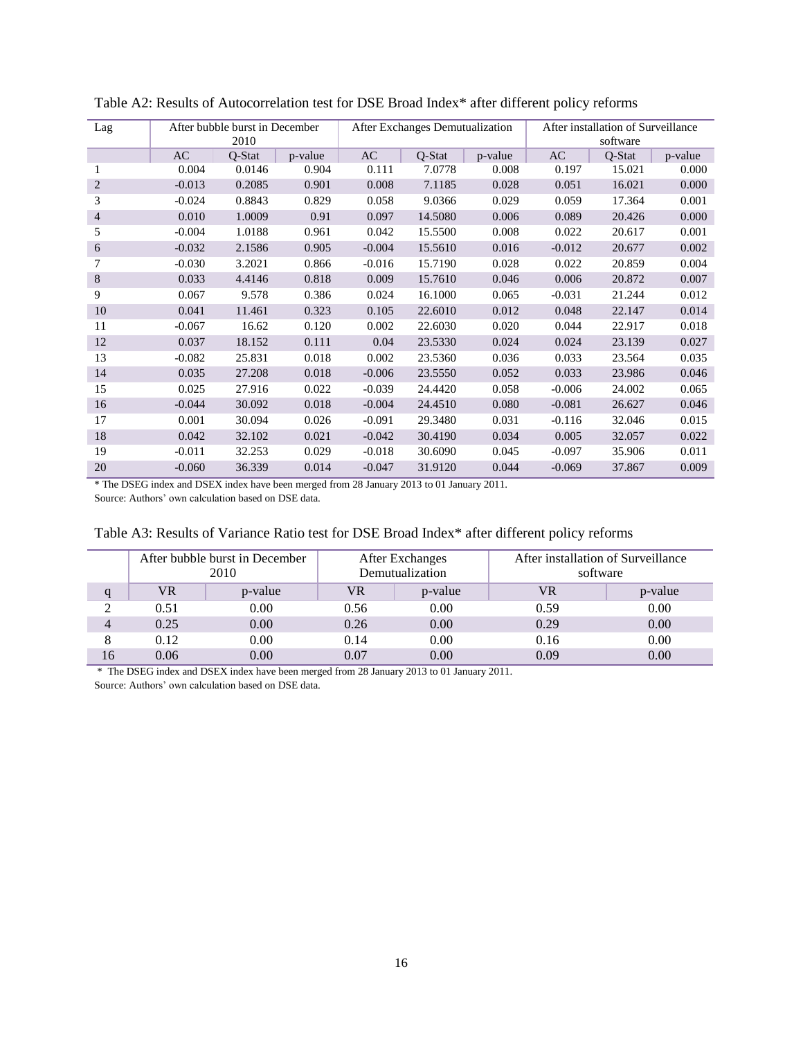Table A2: Results of Autocorrelation test for DSE Broad Index* after different policy reforms

| Lag | After bubble burst in December 2010 | | | After Exchanges Demutualization | | | After installation of Surveillance software | | |
|---|---|---|---|---|---|---|---|---|---|
| | AC | Q-Stat | p-value | AC | Q-Stat | p-value | AC | Q-Stat | p-value |
| 1 | 0.004 | 0.0146 | 0.904 | 0.111 | 7.0778 | 0.008 | 0.197 | 15.021 | 0.000 |
| 2 | -0.013 | 0.2085 | 0.901 | 0.008 | 7.1185 | 0.028 | 0.051 | 16.021 | 0.000 |
| 3 | -0.024 | 0.8843 | 0.829 | 0.058 | 9.0366 | 0.029 | 0.059 | 17.364 | 0.001 |
| 4 | 0.010 | 1.0009 | 0.91 | 0.097 | 14.5080 | 0.006 | 0.089 | 20.426 | 0.000 |
| 5 | -0.004 | 1.0188 | 0.961 | 0.042 | 15.5500 | 0.008 | 0.022 | 20.617 | 0.001 |
| 6 | -0.032 | 2.1586 | 0.905 | -0.004 | 15.5610 | 0.016 | -0.012 | 20.677 | 0.002 |
| 7 | -0.030 | 3.2021 | 0.866 | -0.016 | 15.7190 | 0.028 | 0.022 | 20.859 | 0.004 |
| 8 | 0.033 | 4.4146 | 0.818 | 0.009 | 15.7610 | 0.046 | 0.006 | 20.872 | 0.007 |
| 9 | 0.067 | 9.578 | 0.386 | 0.024 | 16.1000 | 0.065 | -0.031 | 21.244 | 0.012 |
| 10 | 0.041 | 11.461 | 0.323 | 0.105 | 22.6010 | 0.012 | 0.048 | 22.147 | 0.014 |
| 11 | -0.067 | 16.62 | 0.120 | 0.002 | 22.6030 | 0.020 | 0.044 | 22.917 | 0.018 |
| 12 | 0.037 | 18.152 | 0.111 | 0.04 | 23.5330 | 0.024 | 0.024 | 23.139 | 0.027 |
| 13 | -0.082 | 25.831 | 0.018 | 0.002 | 23.5360 | 0.036 | 0.033 | 23.564 | 0.035 |
| 14 | 0.035 | 27.208 | 0.018 | -0.006 | 23.5550 | 0.052 | 0.033 | 23.986 | 0.046 |
| 15 | 0.025 | 27.916 | 0.022 | -0.039 | 24.4420 | 0.058 | -0.006 | 24.002 | 0.065 |
| 16 | -0.044 | 30.092 | 0.018 | -0.004 | 24.4510 | 0.080 | -0.081 | 26.627 | 0.046 |
| 17 | 0.001 | 30.094 | 0.026 | -0.091 | 29.3480 | 0.031 | -0.116 | 32.046 | 0.015 |
| 18 | 0.042 | 32.102 | 0.021 | -0.042 | 30.4190 | 0.034 | 0.005 | 32.057 | 0.022 |
| 19 | -0.011 | 32.253 | 0.029 | -0.018 | 30.6090 | 0.045 | -0.097 | 35.906 | 0.011 |
| 20 | -0.060 | 36.339 | 0.014 | -0.047 | 31.9120 | 0.044 | -0.069 | 37.867 | 0.009 |

* The DSEG index and DSEX index have been merged from 28 January 2013 to 01 January 2011.

Source: Authors' own calculation based on DSE data.

Table A3: Results of Variance Ratio test for DSE Broad Index* after different policy reforms

| | After bubble burst in December 2010 | | After Exchanges Demutualization | | After installation of Surveillance software | |
|---|---|---|---|---|---|---|
| q | VR | p-value | VR | p-value | VR | p-value |
| 2 | 0.51 | 0.00 | 0.56 | 0.00 | 0.59 | 0.00 |
| 4 | 0.25 | 0.00 | 0.26 | 0.00 | 0.29 | 0.00 |
| 8 | 0.12 | 0.00 | 0.14 | 0.00 | 0.16 | 0.00 |
| 16 | 0.06 | 0.00 | 0.07 | 0.00 | 0.09 | 0.00 |

* The DSEG index and DSEX index have been merged from 28 January 2013 to 01 January 2011.

Source: Authors' own calculation based on DSE data.